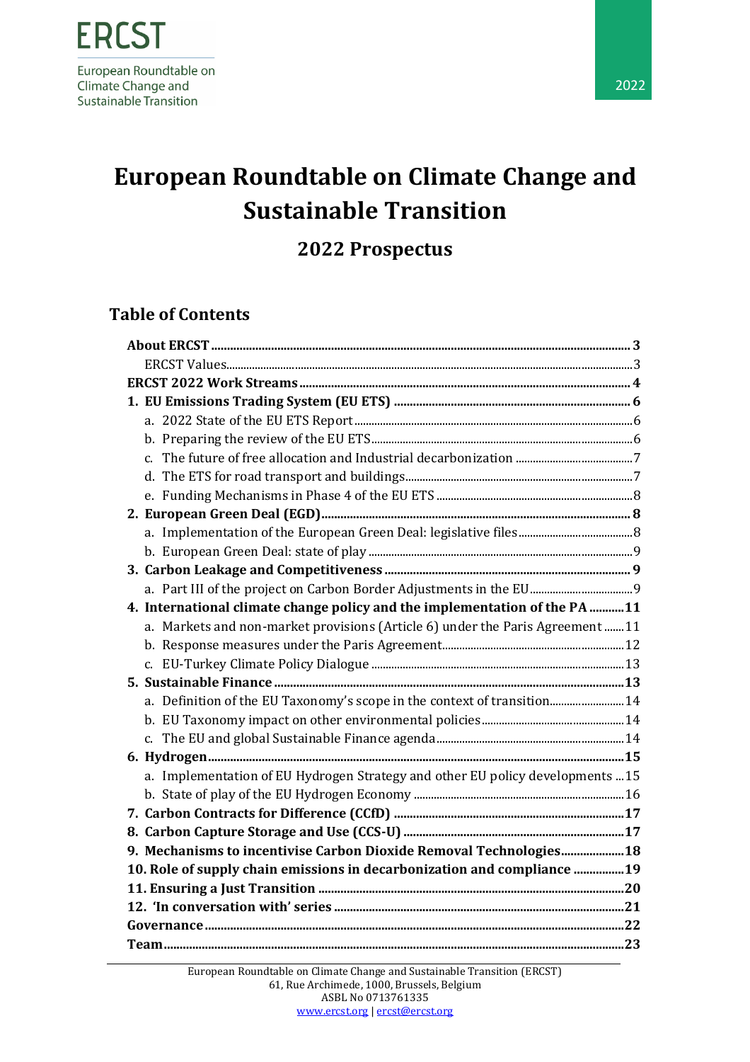ERCST

European Roundtable on Climate Change and Sustainable Transition

2022

# European Roundtable on Climate Change and Sustainable Transition

## 2022 Prospectus

### Table of Contents

**About ERCST** ..... **3**
- ERCST Values ..... 3

**ERCST 2022 Work Streams** ..... **4**

**1. EU Emissions Trading System (EU ETS)** ..... **6**
- a. 2022 State of the EU ETS Report ..... 6
- b. Preparing the review of the EU ETS ..... 6
- c. The future of free allocation and Industrial decarbonization ..... 7
- d. The ETS for road transport and buildings ..... 7
- e. Funding Mechanisms in Phase 4 of the EU ETS ..... 8

**2. European Green Deal (EGD)** ..... **8**
- a. Implementation of the European Green Deal: legislative files ..... 8
- b. European Green Deal: state of play ..... 9

**3. Carbon Leakage and Competitiveness** ..... **9**
- a. Part III of the project on Carbon Border Adjustments in the EU ..... 9

**4. International climate change policy and the implementation of the PA** ..... **11**
- a. Markets and non-market provisions (Article 6) under the Paris Agreement ..... 11
- b. Response measures under the Paris Agreement ..... 12
- c. EU-Turkey Climate Policy Dialogue ..... 13

**5. Sustainable Finance** ..... **13**
- a. Definition of the EU Taxonomy's scope in the context of transition ..... 14
- b. EU Taxonomy impact on other environmental policies ..... 14
- c. The EU and global Sustainable Finance agenda ..... 14

**6. Hydrogen** ..... **15**
- a. Implementation of EU Hydrogen Strategy and other EU policy developments ..... 15
- b. State of play of the EU Hydrogen Economy ..... 16

**7. Carbon Contracts for Difference (CCfD)** ..... **17**

**8. Carbon Capture Storage and Use (CCS-U)** ..... **17**

**9. Mechanisms to incentivise Carbon Dioxide Removal Technologies** ..... **18**

**10. Role of supply chain emissions in decarbonization and compliance** ..... **19**

**11. Ensuring a Just Transition** ..... **20**

**12. 'In conversation with' series** ..... **21**

**Governance** ..... **22**

**Team** ..... **23**

---

European Roundtable on Climate Change and Sustainable Transition (ERCST)
61, Rue Archimede, 1000, Brussels, Belgium
ASBL No 0713761335
www.ercst.org | ercst@ercst.org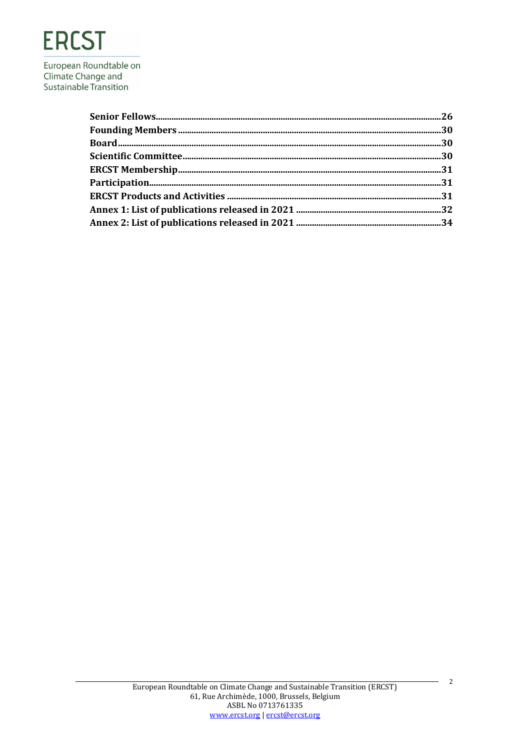**Senior Fellows**............................................................................................................................26
**Founding Members** ....................................................................................................................30
**Board**..............................................................................................................................................30
**Scientific Committee**..................................................................................................................30
**ERCST Membership**...................................................................................................................31
**Participation**................................................................................................................................31
**ERCST Products and Activities** ..............................................................................................31
**Annex 1: List of publications released in 2021** ................................................................32
**Annex 2: List of publications released in 2021** ................................................................34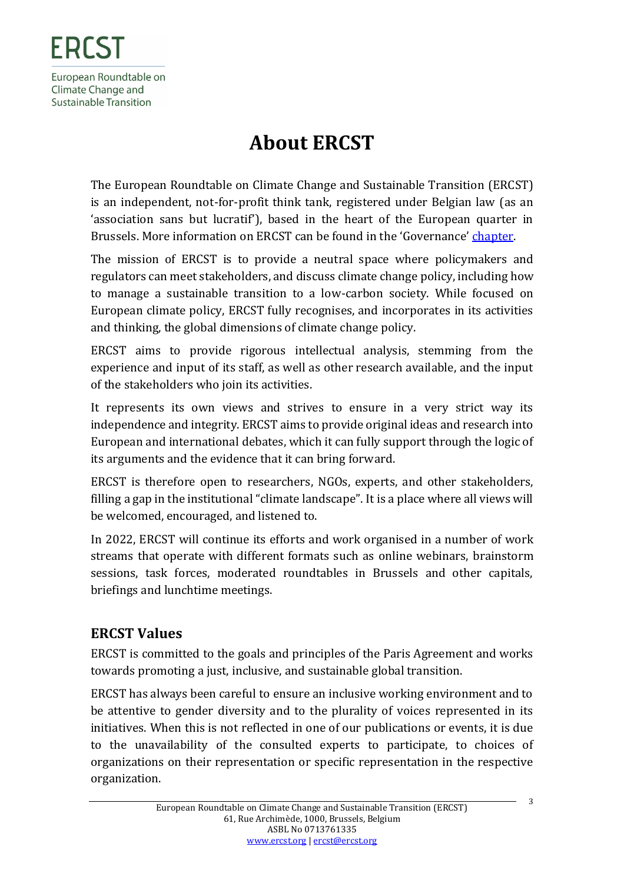# About ERCST

The European Roundtable on Climate Change and Sustainable Transition (ERCST) is an independent, not-for-profit think tank, registered under Belgian law (as an 'association sans but lucratif'), based in the heart of the European quarter in Brussels. More information on ERCST can be found in the 'Governance' chapter.

The mission of ERCST is to provide a neutral space where policymakers and regulators can meet stakeholders, and discuss climate change policy, including how to manage a sustainable transition to a low-carbon society. While focused on European climate policy, ERCST fully recognises, and incorporates in its activities and thinking, the global dimensions of climate change policy.

ERCST aims to provide rigorous intellectual analysis, stemming from the experience and input of its staff, as well as other research available, and the input of the stakeholders who join its activities.

It represents its own views and strives to ensure in a very strict way its independence and integrity. ERCST aims to provide original ideas and research into European and international debates, which it can fully support through the logic of its arguments and the evidence that it can bring forward.

ERCST is therefore open to researchers, NGOs, experts, and other stakeholders, filling a gap in the institutional "climate landscape". It is a place where all views will be welcomed, encouraged, and listened to.

In 2022, ERCST will continue its efforts and work organised in a number of work streams that operate with different formats such as online webinars, brainstorm sessions, task forces, moderated roundtables in Brussels and other capitals, briefings and lunchtime meetings.

## ERCST Values

ERCST is committed to the goals and principles of the Paris Agreement and works towards promoting a just, inclusive, and sustainable global transition.

ERCST has always been careful to ensure an inclusive working environment and to be attentive to gender diversity and to the plurality of voices represented in its initiatives. When this is not reflected in one of our publications or events, it is due to the unavailability of the consulted experts to participate, to choices of organizations on their representation or specific representation in the respective organization.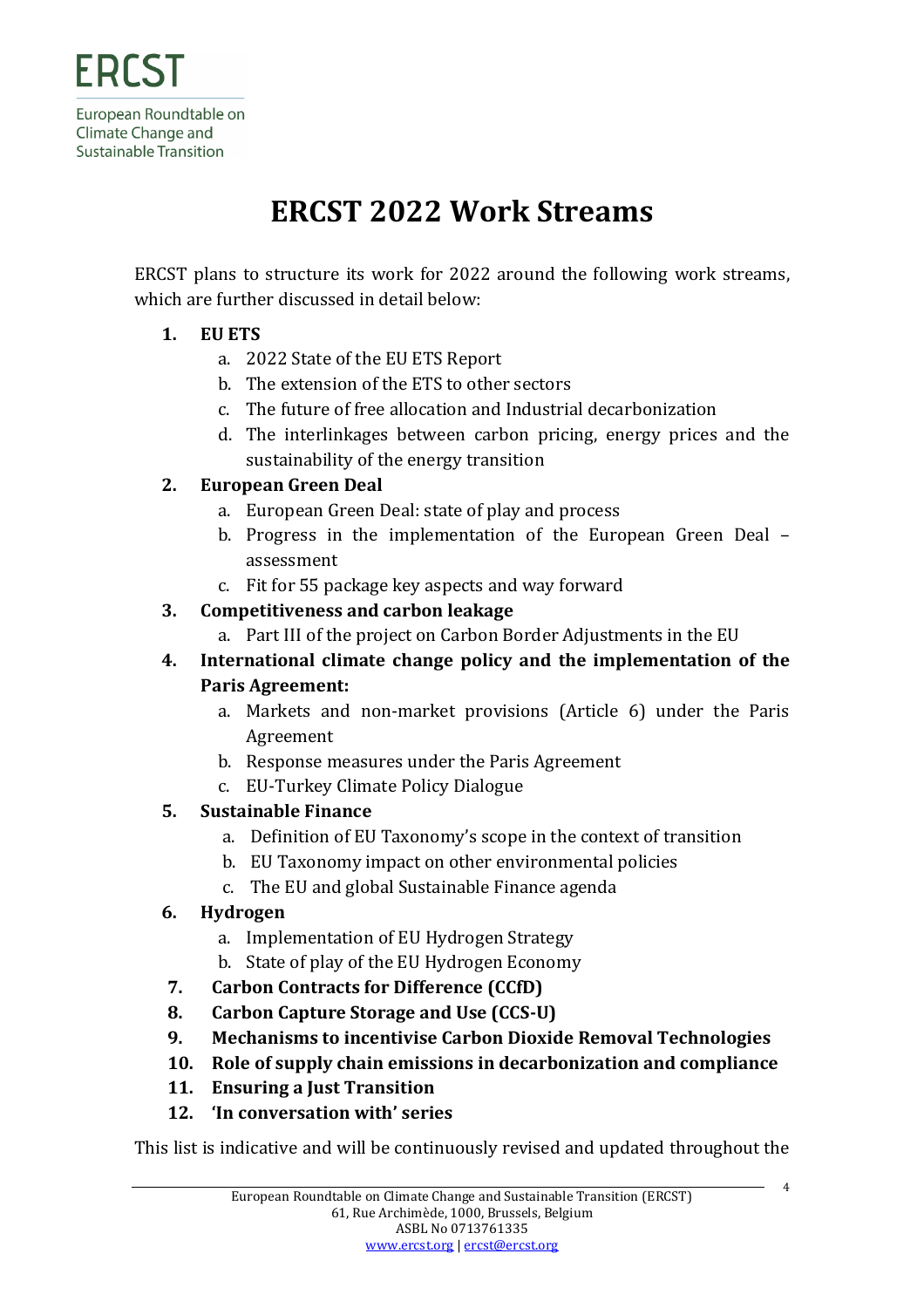# ERCST 2022 Work Streams

ERCST plans to structure its work for 2022 around the following work streams, which are further discussed in detail below:

1. **EU ETS**
   a. 2022 State of the EU ETS Report
   b. The extension of the ETS to other sectors
   c. The future of free allocation and Industrial decarbonization
   d. The interlinkages between carbon pricing, energy prices and the sustainability of the energy transition
2. **European Green Deal**
   a. European Green Deal: state of play and process
   b. Progress in the implementation of the European Green Deal – assessment
   c. Fit for 55 package key aspects and way forward
3. **Competitiveness and carbon leakage**
   a. Part III of the project on Carbon Border Adjustments in the EU
4. **International climate change policy and the implementation of the Paris Agreement:**
   a. Markets and non-market provisions (Article 6) under the Paris Agreement
   b. Response measures under the Paris Agreement
   c. EU-Turkey Climate Policy Dialogue
5. **Sustainable Finance**
   a. Definition of EU Taxonomy's scope in the context of transition
   b. EU Taxonomy impact on other environmental policies
   c. The EU and global Sustainable Finance agenda
6. **Hydrogen**
   a. Implementation of EU Hydrogen Strategy
   b. State of play of the EU Hydrogen Economy
7. **Carbon Contracts for Difference (CCfD)**
8. **Carbon Capture Storage and Use (CCS-U)**
9. **Mechanisms to incentivise Carbon Dioxide Removal Technologies**
10. **Role of supply chain emissions in decarbonization and compliance**
11. **Ensuring a Just Transition**
12. **'In conversation with' series**

This list is indicative and will be continuously revised and updated throughout the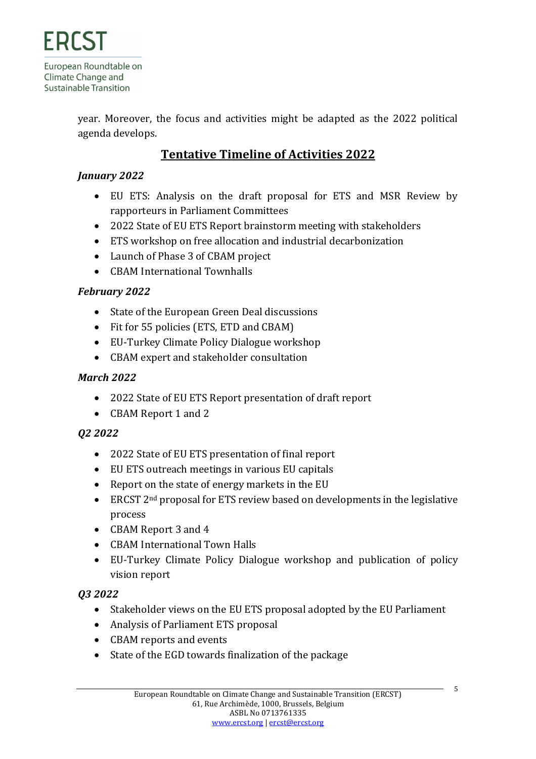year. Moreover, the focus and activities might be adapted as the 2022 political agenda develops.

## Tentative Timeline of Activities 2022

***January 2022***

- EU ETS: Analysis on the draft proposal for ETS and MSR Review by rapporteurs in Parliament Committees
- 2022 State of EU ETS Report brainstorm meeting with stakeholders
- ETS workshop on free allocation and industrial decarbonization
- Launch of Phase 3 of CBAM project
- CBAM International Townhalls

***February 2022***

- State of the European Green Deal discussions
- Fit for 55 policies (ETS, ETD and CBAM)
- EU-Turkey Climate Policy Dialogue workshop
- CBAM expert and stakeholder consultation

***March 2022***

- 2022 State of EU ETS Report presentation of draft report
- CBAM Report 1 and 2

***Q2 2022***

- 2022 State of EU ETS presentation of final report
- EU ETS outreach meetings in various EU capitals
- Report on the state of energy markets in the EU
- ERCST 2nd proposal for ETS review based on developments in the legislative process
- CBAM Report 3 and 4
- CBAM International Town Halls
- EU-Turkey Climate Policy Dialogue workshop and publication of policy vision report

***Q3 2022***

- Stakeholder views on the EU ETS proposal adopted by the EU Parliament
- Analysis of Parliament ETS proposal
- CBAM reports and events
- State of the EGD towards finalization of the package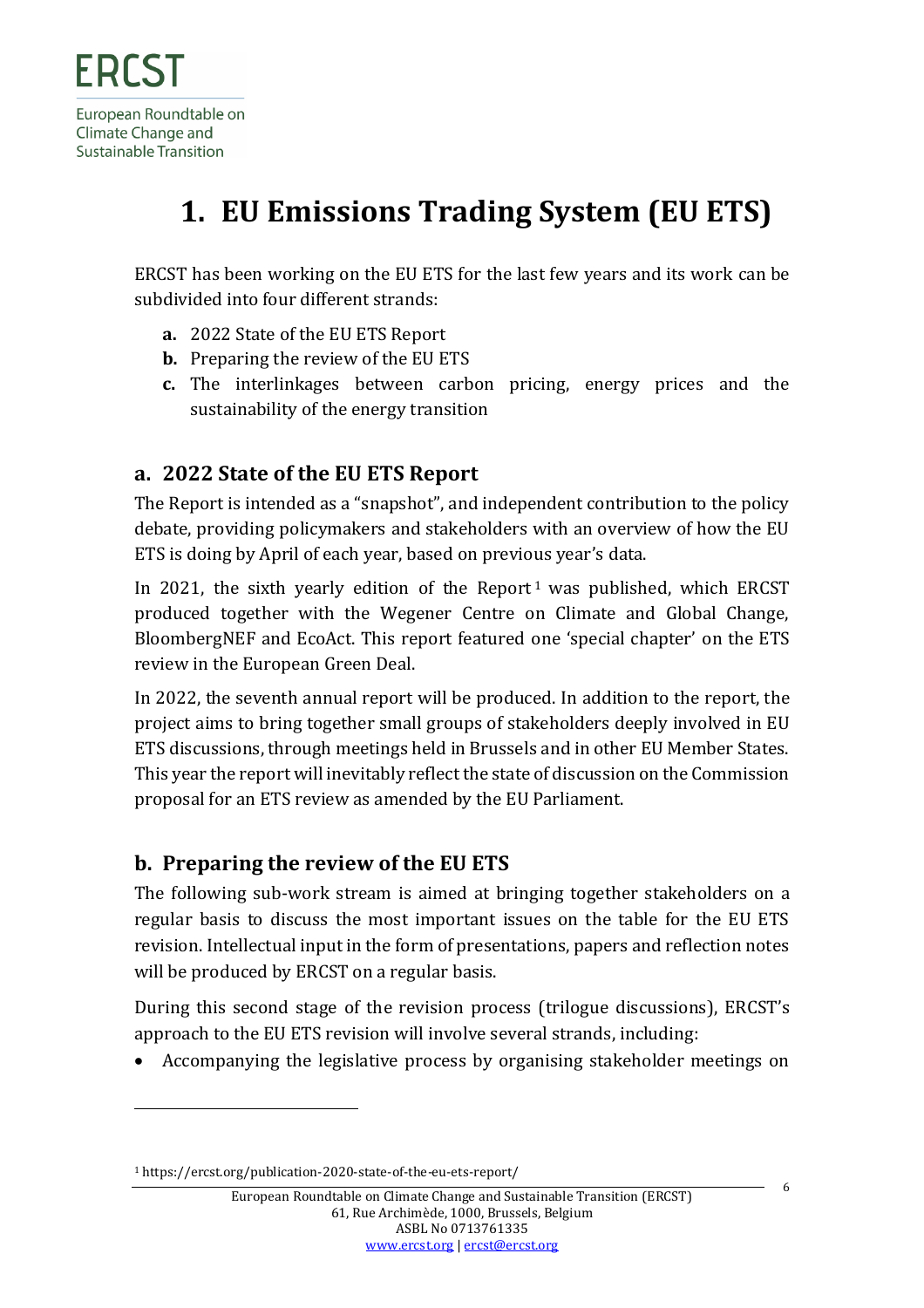# 1. EU Emissions Trading System (EU ETS)

ERCST has been working on the EU ETS for the last few years and its work can be subdivided into four different strands:

- **a.** 2022 State of the EU ETS Report
- **b.** Preparing the review of the EU ETS
- **c.** The interlinkages between carbon pricing, energy prices and the sustainability of the energy transition

## a. 2022 State of the EU ETS Report

The Report is intended as a "snapshot", and independent contribution to the policy debate, providing policymakers and stakeholders with an overview of how the EU ETS is doing by April of each year, based on previous year's data.

In 2021, the sixth yearly edition of the Report[1] was published, which ERCST produced together with the Wegener Centre on Climate and Global Change, BloombergNEF and EcoAct. This report featured one 'special chapter' on the ETS review in the European Green Deal.

In 2022, the seventh annual report will be produced. In addition to the report, the project aims to bring together small groups of stakeholders deeply involved in EU ETS discussions, through meetings held in Brussels and in other EU Member States. This year the report will inevitably reflect the state of discussion on the Commission proposal for an ETS review as amended by the EU Parliament.

## b. Preparing the review of the EU ETS

The following sub-work stream is aimed at bringing together stakeholders on a regular basis to discuss the most important issues on the table for the EU ETS revision. Intellectual input in the form of presentations, papers and reflection notes will be produced by ERCST on a regular basis.

During this second stage of the revision process (trilogue discussions), ERCST's approach to the EU ETS revision will involve several strands, including:

- Accompanying the legislative process by organising stakeholder meetings on

[1] https://ercst.org/publication-2020-state-of-the-eu-ets-report/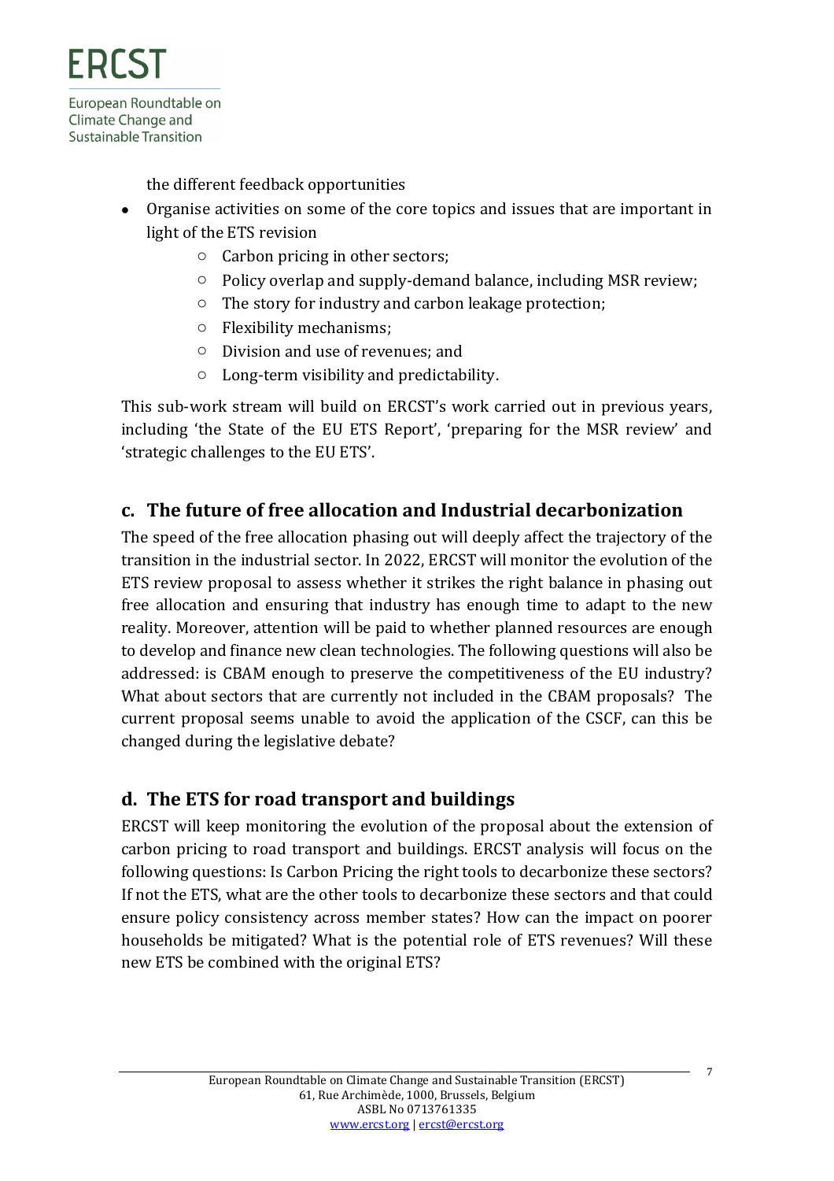the different feedback opportunities

- Organise activities on some of the core topics and issues that are important in light of the ETS revision
    - Carbon pricing in other sectors;
    - Policy overlap and supply-demand balance, including MSR review;
    - The story for industry and carbon leakage protection;
    - Flexibility mechanisms;
    - Division and use of revenues; and
    - Long-term visibility and predictability.

This sub-work stream will build on ERCST's work carried out in previous years, including 'the State of the EU ETS Report', 'preparing for the MSR review' and 'strategic challenges to the EU ETS'.

## c. The future of free allocation and Industrial decarbonization

The speed of the free allocation phasing out will deeply affect the trajectory of the transition in the industrial sector. In 2022, ERCST will monitor the evolution of the ETS review proposal to assess whether it strikes the right balance in phasing out free allocation and ensuring that industry has enough time to adapt to the new reality. Moreover, attention will be paid to whether planned resources are enough to develop and finance new clean technologies. The following questions will also be addressed: is CBAM enough to preserve the competitiveness of the EU industry? What about sectors that are currently not included in the CBAM proposals? The current proposal seems unable to avoid the application of the CSCF, can this be changed during the legislative debate?

## d. The ETS for road transport and buildings

ERCST will keep monitoring the evolution of the proposal about the extension of carbon pricing to road transport and buildings. ERCST analysis will focus on the following questions: Is Carbon Pricing the right tools to decarbonize these sectors? If not the ETS, what are the other tools to decarbonize these sectors and that could ensure policy consistency across member states? How can the impact on poorer households be mitigated? What is the potential role of ETS revenues? Will these new ETS be combined with the original ETS?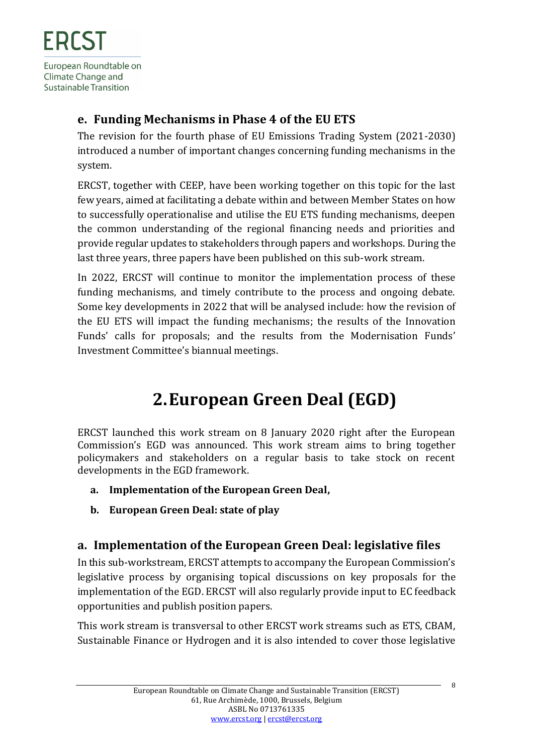### e. Funding Mechanisms in Phase 4 of the EU ETS

The revision for the fourth phase of EU Emissions Trading System (2021-2030) introduced a number of important changes concerning funding mechanisms in the system.

ERCST, together with CEEP, have been working together on this topic for the last few years, aimed at facilitating a debate within and between Member States on how to successfully operationalise and utilise the EU ETS funding mechanisms, deepen the common understanding of the regional financing needs and priorities and provide regular updates to stakeholders through papers and workshops. During the last three years, three papers have been published on this sub-work stream.

In 2022, ERCST will continue to monitor the implementation process of these funding mechanisms, and timely contribute to the process and ongoing debate. Some key developments in 2022 that will be analysed include: how the revision of the EU ETS will impact the funding mechanisms; the results of the Innovation Funds' calls for proposals; and the results from the Modernisation Funds' Investment Committee's biannual meetings.

# 2. European Green Deal (EGD)

ERCST launched this work stream on 8 January 2020 right after the European Commission's EGD was announced. This work stream aims to bring together policymakers and stakeholders on a regular basis to take stock on recent developments in the EGD framework.

a. **Implementation of the European Green Deal,**
b. **European Green Deal: state of play**

### a. Implementation of the European Green Deal: legislative files

In this sub-workstream, ERCST attempts to accompany the European Commission's legislative process by organising topical discussions on key proposals for the implementation of the EGD. ERCST will also regularly provide input to EC feedback opportunities and publish position papers.

This work stream is transversal to other ERCST work streams such as ETS, CBAM, Sustainable Finance or Hydrogen and it is also intended to cover those legislative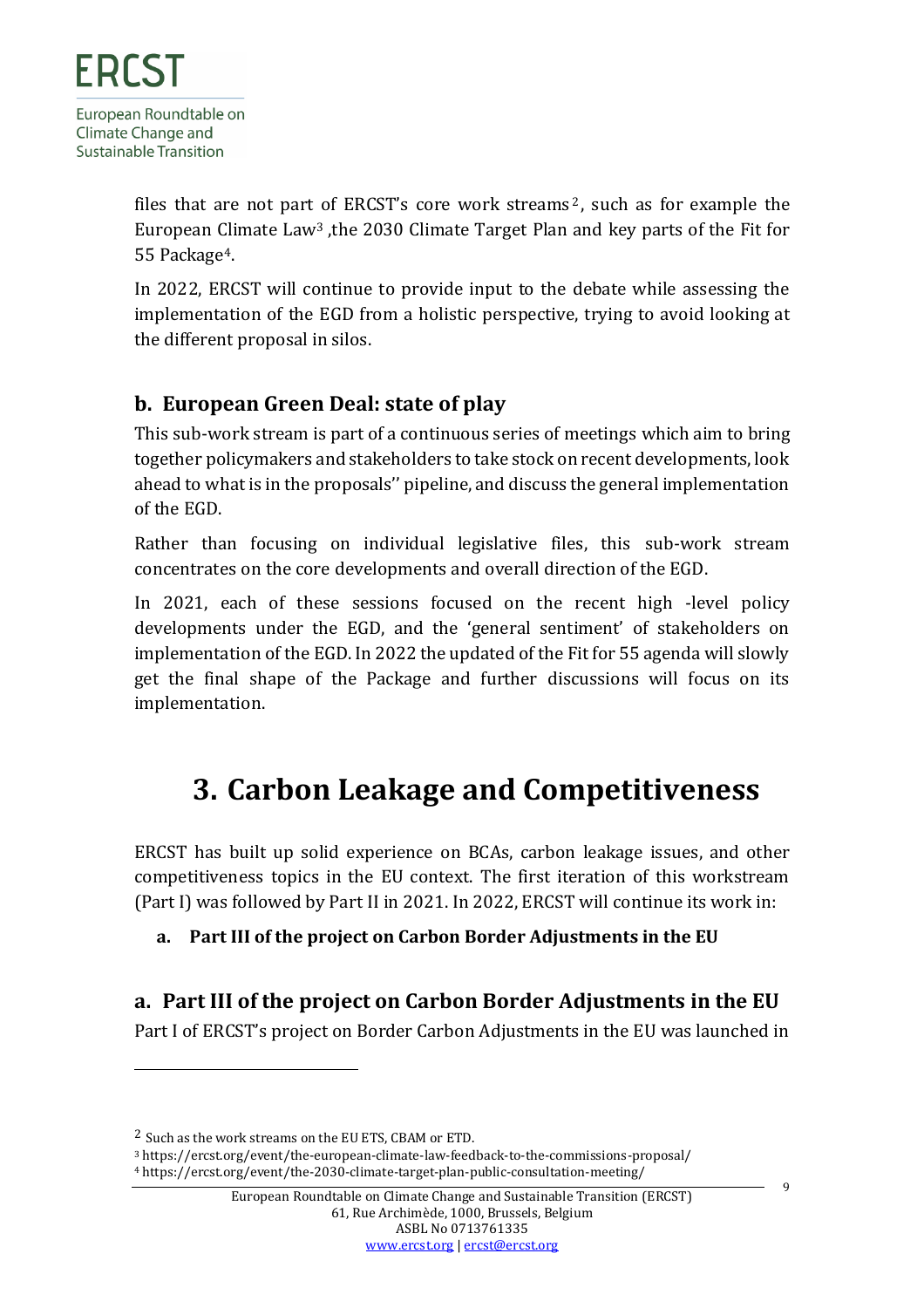files that are not part of ERCST's core work streams[2], such as for example the European Climate Law[3] ,the 2030 Climate Target Plan and key parts of the Fit for 55 Package[4].

In 2022, ERCST will continue to provide input to the debate while assessing the implementation of the EGD from a holistic perspective, trying to avoid looking at the different proposal in silos.

### b. European Green Deal: state of play

This sub-work stream is part of a continuous series of meetings which aim to bring together policymakers and stakeholders to take stock on recent developments, look ahead to what is in the proposals'' pipeline, and discuss the general implementation of the EGD.

Rather than focusing on individual legislative files, this sub-work stream concentrates on the core developments and overall direction of the EGD.

In 2021, each of these sessions focused on the recent high -level policy developments under the EGD, and the 'general sentiment' of stakeholders on implementation of the EGD. In 2022 the updated of the Fit for 55 agenda will slowly get the final shape of the Package and further discussions will focus on its implementation.

## 3. Carbon Leakage and Competitiveness

ERCST has built up solid experience on BCAs, carbon leakage issues, and other competitiveness topics in the EU context. The first iteration of this workstream (Part I) was followed by Part II in 2021. In 2022, ERCST will continue its work in:

a. **Part III of the project on Carbon Border Adjustments in the EU**

### a. Part III of the project on Carbon Border Adjustments in the EU

Part I of ERCST's project on Border Carbon Adjustments in the EU was launched in

---

[2] Such as the work streams on the EU ETS, CBAM or ETD.

[3] https://ercst.org/event/the-european-climate-law-feedback-to-the-commissions-proposal/

[4] https://ercst.org/event/the-2030-climate-target-plan-public-consultation-meeting/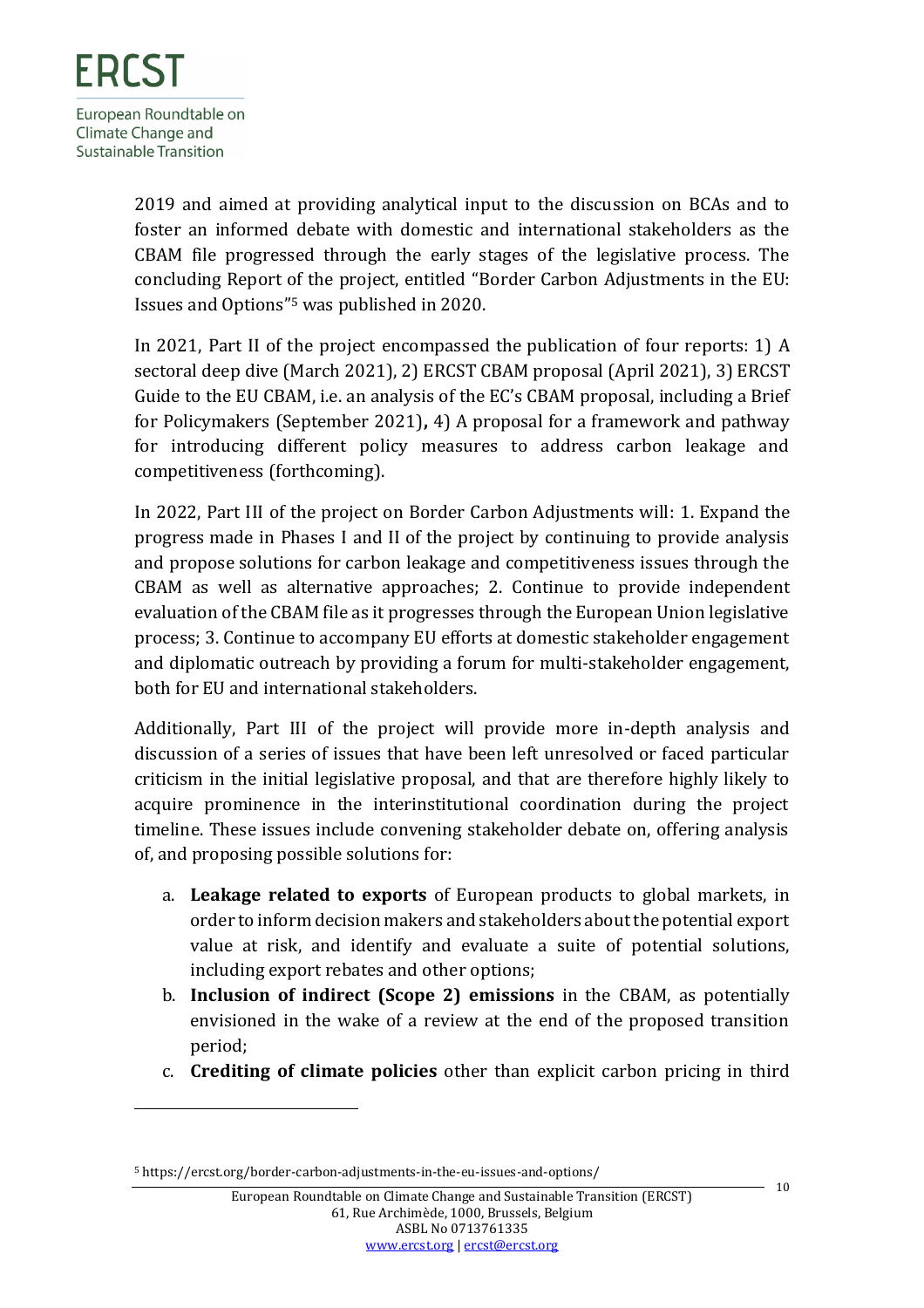2019 and aimed at providing analytical input to the discussion on BCAs and to foster an informed debate with domestic and international stakeholders as the CBAM file progressed through the early stages of the legislative process. The concluding Report of the project, entitled "Border Carbon Adjustments in the EU: Issues and Options"[5] was published in 2020.

In 2021, Part II of the project encompassed the publication of four reports: 1) A sectoral deep dive (March 2021), 2) ERCST CBAM proposal (April 2021), 3) ERCST Guide to the EU CBAM, i.e. an analysis of the EC's CBAM proposal, including a Brief for Policymakers (September 2021)**,** 4) A proposal for a framework and pathway for introducing different policy measures to address carbon leakage and competitiveness (forthcoming).

In 2022, Part III of the project on Border Carbon Adjustments will: 1. Expand the progress made in Phases I and II of the project by continuing to provide analysis and propose solutions for carbon leakage and competitiveness issues through the CBAM as well as alternative approaches; 2. Continue to provide independent evaluation of the CBAM file as it progresses through the European Union legislative process; 3. Continue to accompany EU efforts at domestic stakeholder engagement and diplomatic outreach by providing a forum for multi-stakeholder engagement, both for EU and international stakeholders.

Additionally, Part III of the project will provide more in-depth analysis and discussion of a series of issues that have been left unresolved or faced particular criticism in the initial legislative proposal, and that are therefore highly likely to acquire prominence in the interinstitutional coordination during the project timeline. These issues include convening stakeholder debate on, offering analysis of, and proposing possible solutions for:

a. **Leakage related to exports** of European products to global markets, in order to inform decision makers and stakeholders about the potential export value at risk, and identify and evaluate a suite of potential solutions, including export rebates and other options;
b. **Inclusion of indirect (Scope 2) emissions** in the CBAM, as potentially envisioned in the wake of a review at the end of the proposed transition period;
c. **Crediting of climate policies** other than explicit carbon pricing in third

[5] https://ercst.org/border-carbon-adjustments-in-the-eu-issues-and-options/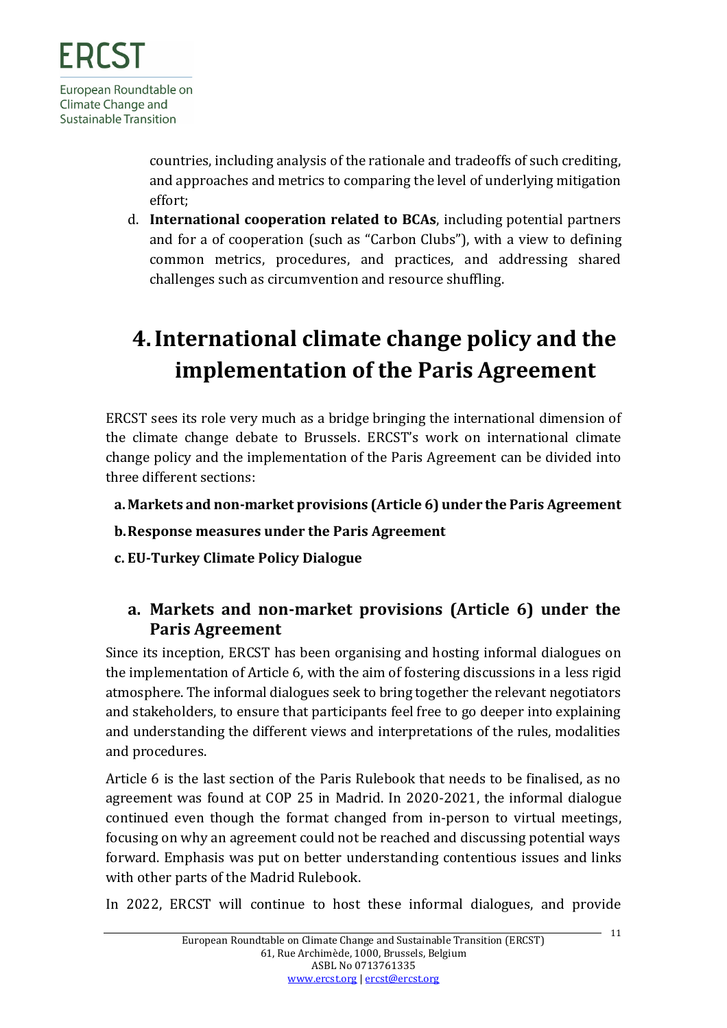countries, including analysis of the rationale and tradeoffs of such crediting, and approaches and metrics to comparing the level of underlying mitigation effort;

d. **International cooperation related to BCAs**, including potential partners and for a of cooperation (such as "Carbon Clubs"), with a view to defining common metrics, procedures, and practices, and addressing shared challenges such as circumvention and resource shuffling.

# 4. International climate change policy and the implementation of the Paris Agreement

ERCST sees its role very much as a bridge bringing the international dimension of the climate change debate to Brussels. ERCST's work on international climate change policy and the implementation of the Paris Agreement can be divided into three different sections:

**a. Markets and non-market provisions (Article 6) under the Paris Agreement**

**b. Response measures under the Paris Agreement**

**c. EU-Turkey Climate Policy Dialogue**

## a. Markets and non-market provisions (Article 6) under the Paris Agreement

Since its inception, ERCST has been organising and hosting informal dialogues on the implementation of Article 6, with the aim of fostering discussions in a less rigid atmosphere. The informal dialogues seek to bring together the relevant negotiators and stakeholders, to ensure that participants feel free to go deeper into explaining and understanding the different views and interpretations of the rules, modalities and procedures.

Article 6 is the last section of the Paris Rulebook that needs to be finalised, as no agreement was found at COP 25 in Madrid. In 2020-2021, the informal dialogue continued even though the format changed from in-person to virtual meetings, focusing on why an agreement could not be reached and discussing potential ways forward. Emphasis was put on better understanding contentious issues and links with other parts of the Madrid Rulebook.

In 2022, ERCST will continue to host these informal dialogues, and provide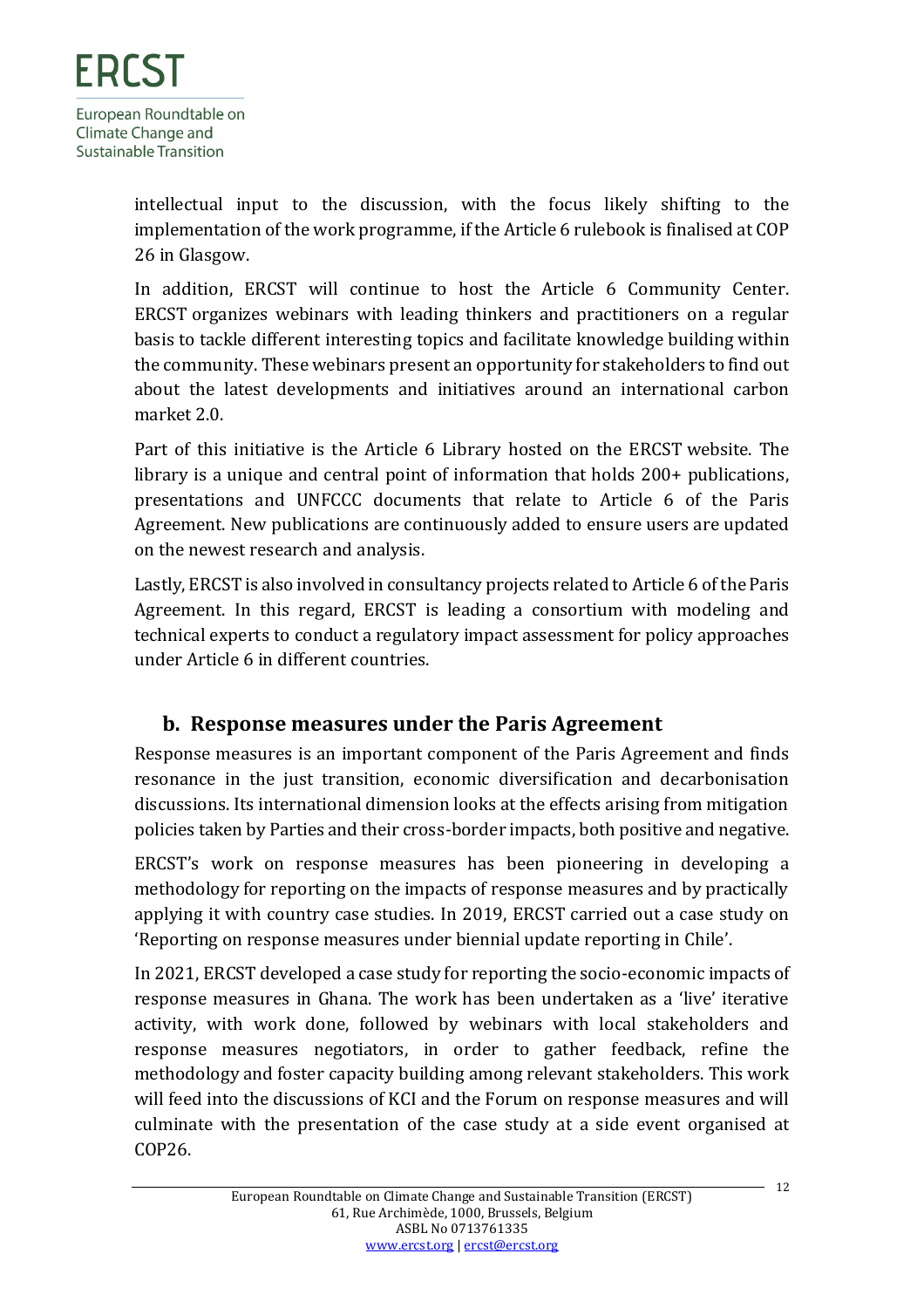intellectual input to the discussion, with the focus likely shifting to the implementation of the work programme, if the Article 6 rulebook is finalised at COP 26 in Glasgow.

In addition, ERCST will continue to host the Article 6 Community Center. ERCST organizes webinars with leading thinkers and practitioners on a regular basis to tackle different interesting topics and facilitate knowledge building within the community. These webinars present an opportunity for stakeholders to find out about the latest developments and initiatives around an international carbon market 2.0.

Part of this initiative is the Article 6 Library hosted on the ERCST website. The library is a unique and central point of information that holds 200+ publications, presentations and UNFCCC documents that relate to Article 6 of the Paris Agreement. New publications are continuously added to ensure users are updated on the newest research and analysis.

Lastly, ERCST is also involved in consultancy projects related to Article 6 of the Paris Agreement. In this regard, ERCST is leading a consortium with modeling and technical experts to conduct a regulatory impact assessment for policy approaches under Article 6 in different countries.

## b. Response measures under the Paris Agreement

Response measures is an important component of the Paris Agreement and finds resonance in the just transition, economic diversification and decarbonisation discussions. Its international dimension looks at the effects arising from mitigation policies taken by Parties and their cross-border impacts, both positive and negative.

ERCST's work on response measures has been pioneering in developing a methodology for reporting on the impacts of response measures and by practically applying it with country case studies. In 2019, ERCST carried out a case study on 'Reporting on response measures under biennial update reporting in Chile'.

In 2021, ERCST developed a case study for reporting the socio-economic impacts of response measures in Ghana. The work has been undertaken as a 'live' iterative activity, with work done, followed by webinars with local stakeholders and response measures negotiators, in order to gather feedback, refine the methodology and foster capacity building among relevant stakeholders. This work will feed into the discussions of KCI and the Forum on response measures and will culminate with the presentation of the case study at a side event organised at COP26.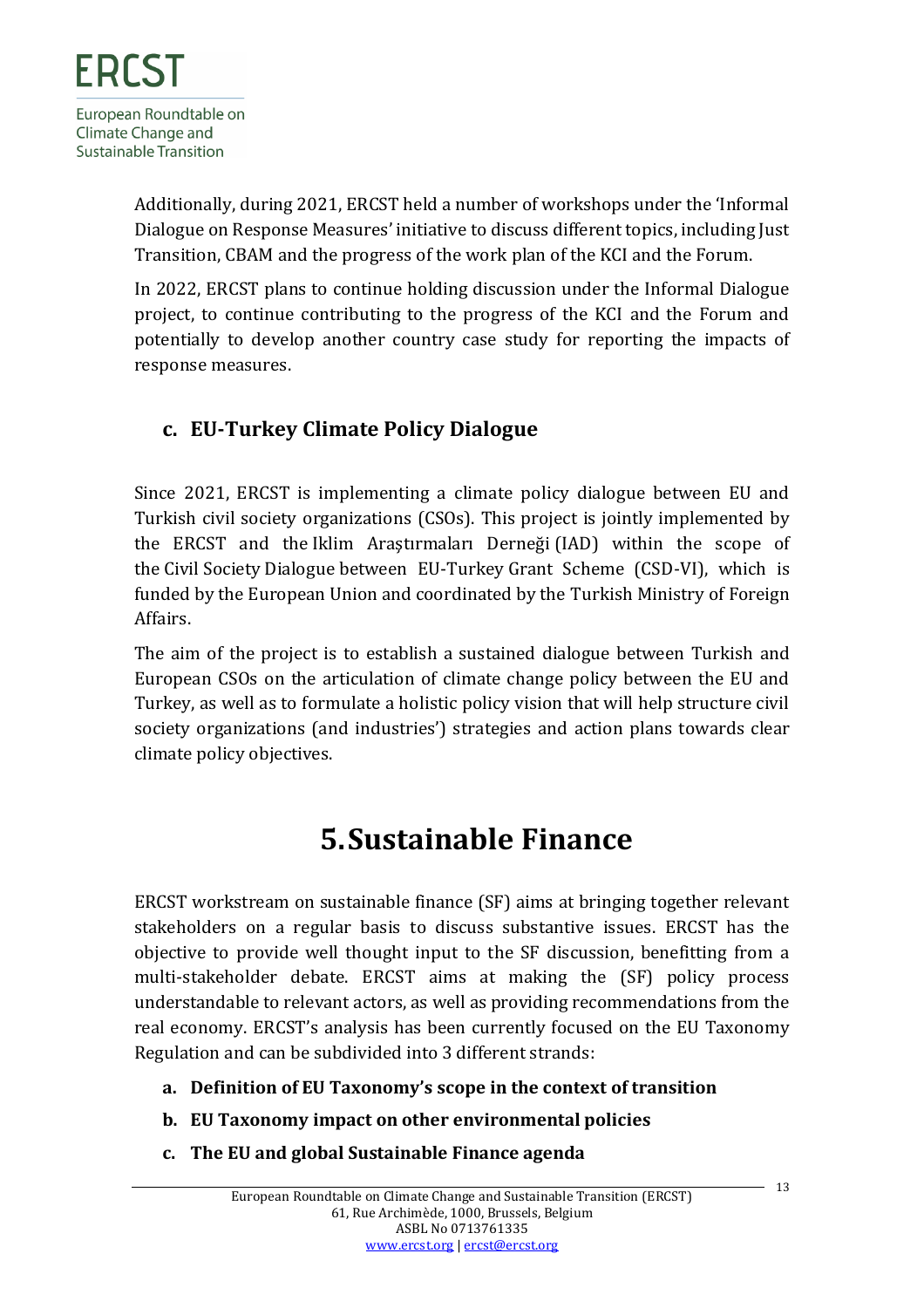Additionally, during 2021, ERCST held a number of workshops under the 'Informal Dialogue on Response Measures' initiative to discuss different topics, including Just Transition, CBAM and the progress of the work plan of the KCI and the Forum.

In 2022, ERCST plans to continue holding discussion under the Informal Dialogue project, to continue contributing to the progress of the KCI and the Forum and potentially to develop another country case study for reporting the impacts of response measures.

### c. EU-Turkey Climate Policy Dialogue

Since 2021, ERCST is implementing a climate policy dialogue between EU and Turkish civil society organizations (CSOs). This project is jointly implemented by the ERCST and the Iklim Araştırmaları Derneği (IAD) within the scope of the Civil Society Dialogue between EU-Turkey Grant Scheme (CSD-VI), which is funded by the European Union and coordinated by the Turkish Ministry of Foreign Affairs.

The aim of the project is to establish a sustained dialogue between Turkish and European CSOs on the articulation of climate change policy between the EU and Turkey, as well as to formulate a holistic policy vision that will help structure civil society organizations (and industries') strategies and action plans towards clear climate policy objectives.

## 5. Sustainable Finance

ERCST workstream on sustainable finance (SF) aims at bringing together relevant stakeholders on a regular basis to discuss substantive issues. ERCST has the objective to provide well thought input to the SF discussion, benefitting from a multi-stakeholder debate. ERCST aims at making the (SF) policy process understandable to relevant actors, as well as providing recommendations from the real economy. ERCST's analysis has been currently focused on the EU Taxonomy Regulation and can be subdivided into 3 different strands:

a. **Definition of EU Taxonomy's scope in the context of transition**
b. **EU Taxonomy impact on other environmental policies**
c. **The EU and global Sustainable Finance agenda**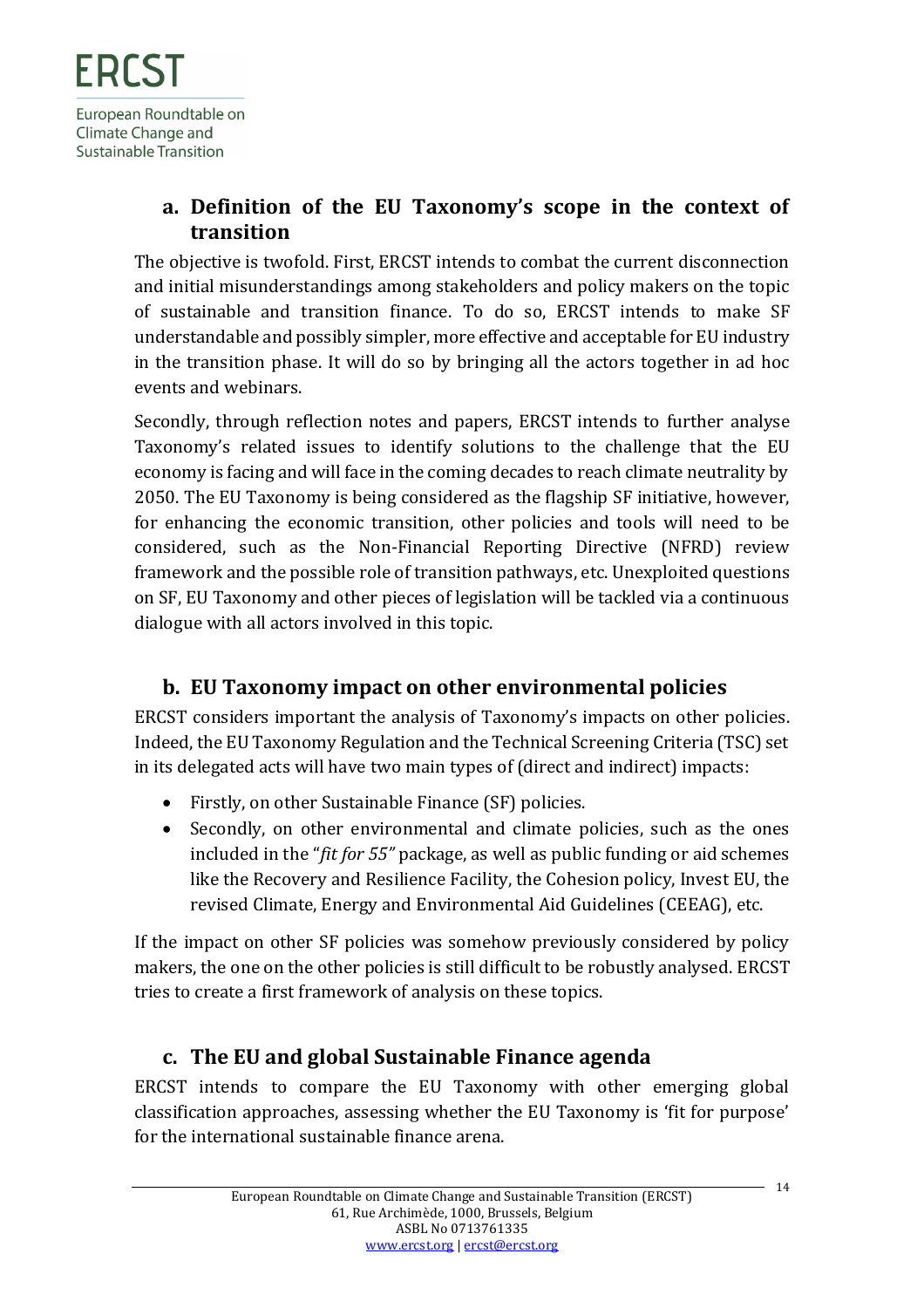## a. Definition of the EU Taxonomy's scope in the context of transition

The objective is twofold. First, ERCST intends to combat the current disconnection and initial misunderstandings among stakeholders and policy makers on the topic of sustainable and transition finance. To do so, ERCST intends to make SF understandable and possibly simpler, more effective and acceptable for EU industry in the transition phase. It will do so by bringing all the actors together in ad hoc events and webinars.

Secondly, through reflection notes and papers, ERCST intends to further analyse Taxonomy's related issues to identify solutions to the challenge that the EU economy is facing and will face in the coming decades to reach climate neutrality by 2050. The EU Taxonomy is being considered as the flagship SF initiative, however, for enhancing the economic transition, other policies and tools will need to be considered, such as the Non-Financial Reporting Directive (NFRD) review framework and the possible role of transition pathways, etc. Unexploited questions on SF, EU Taxonomy and other pieces of legislation will be tackled via a continuous dialogue with all actors involved in this topic.

## b. EU Taxonomy impact on other environmental policies

ERCST considers important the analysis of Taxonomy's impacts on other policies. Indeed, the EU Taxonomy Regulation and the Technical Screening Criteria (TSC) set in its delegated acts will have two main types of (direct and indirect) impacts:

- Firstly, on other Sustainable Finance (SF) policies.
- Secondly, on other environmental and climate policies, such as the ones included in the "*fit for 55"* package, as well as public funding or aid schemes like the Recovery and Resilience Facility, the Cohesion policy, Invest EU, the revised Climate, Energy and Environmental Aid Guidelines (CEEAG), etc.

If the impact on other SF policies was somehow previously considered by policy makers, the one on the other policies is still difficult to be robustly analysed. ERCST tries to create a first framework of analysis on these topics.

## c. The EU and global Sustainable Finance agenda

ERCST intends to compare the EU Taxonomy with other emerging global classification approaches, assessing whether the EU Taxonomy is 'fit for purpose' for the international sustainable finance arena.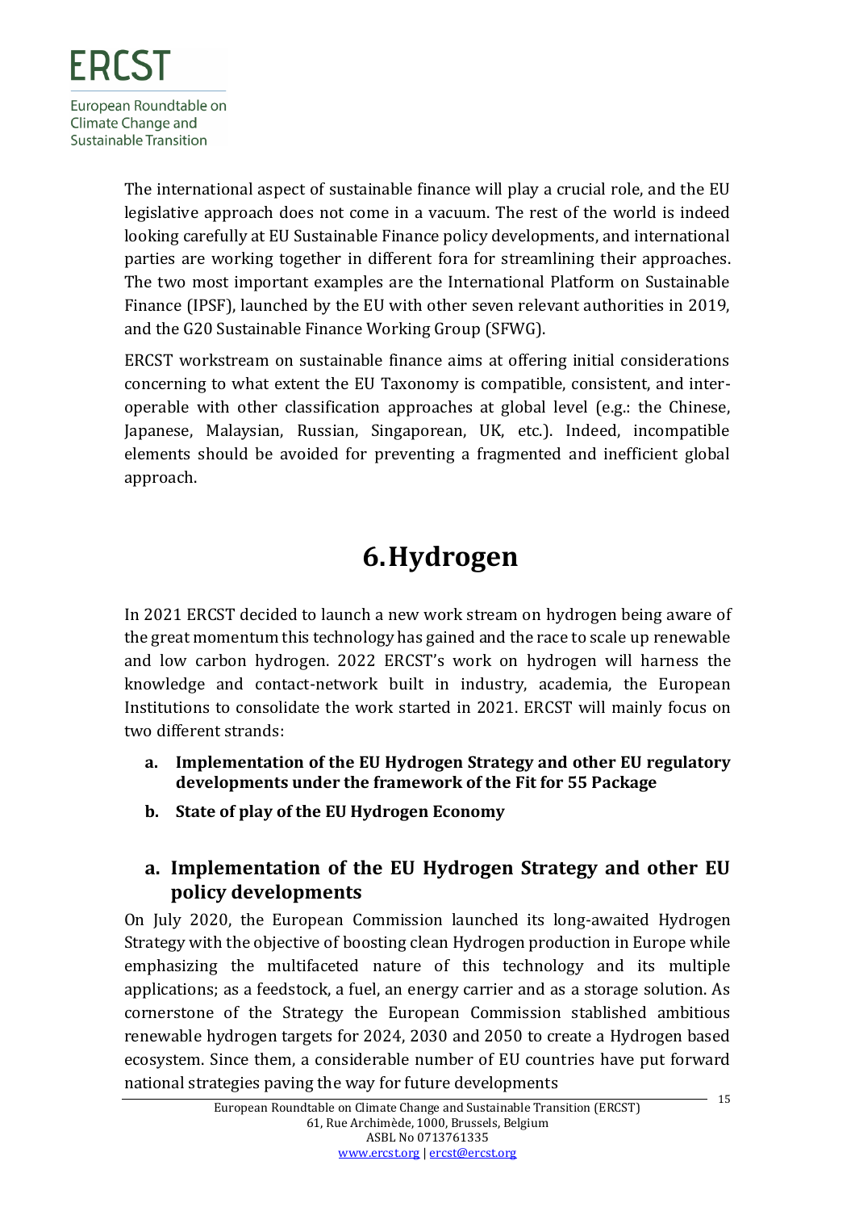The international aspect of sustainable finance will play a crucial role, and the EU legislative approach does not come in a vacuum. The rest of the world is indeed looking carefully at EU Sustainable Finance policy developments, and international parties are working together in different fora for streamlining their approaches. The two most important examples are the International Platform on Sustainable Finance (IPSF), launched by the EU with other seven relevant authorities in 2019, and the G20 Sustainable Finance Working Group (SFWG).

ERCST workstream on sustainable finance aims at offering initial considerations concerning to what extent the EU Taxonomy is compatible, consistent, and inter-operable with other classification approaches at global level (e.g.: the Chinese, Japanese, Malaysian, Russian, Singaporean, UK, etc.). Indeed, incompatible elements should be avoided for preventing a fragmented and inefficient global approach.

# 6. Hydrogen

In 2021 ERCST decided to launch a new work stream on hydrogen being aware of the great momentum this technology has gained and the race to scale up renewable and low carbon hydrogen. 2022 ERCST's work on hydrogen will harness the knowledge and contact-network built in industry, academia, the European Institutions to consolidate the work started in 2021. ERCST will mainly focus on two different strands:

a. **Implementation of the EU Hydrogen Strategy and other EU regulatory developments under the framework of the Fit for 55 Package**
b. **State of play of the EU Hydrogen Economy**

## a. Implementation of the EU Hydrogen Strategy and other EU policy developments

On July 2020, the European Commission launched its long-awaited Hydrogen Strategy with the objective of boosting clean Hydrogen production in Europe while emphasizing the multifaceted nature of this technology and its multiple applications; as a feedstock, a fuel, an energy carrier and as a storage solution. As cornerstone of the Strategy the European Commission stablished ambitious renewable hydrogen targets for 2024, 2030 and 2050 to create a Hydrogen based ecosystem. Since them, a considerable number of EU countries have put forward national strategies paving the way for future developments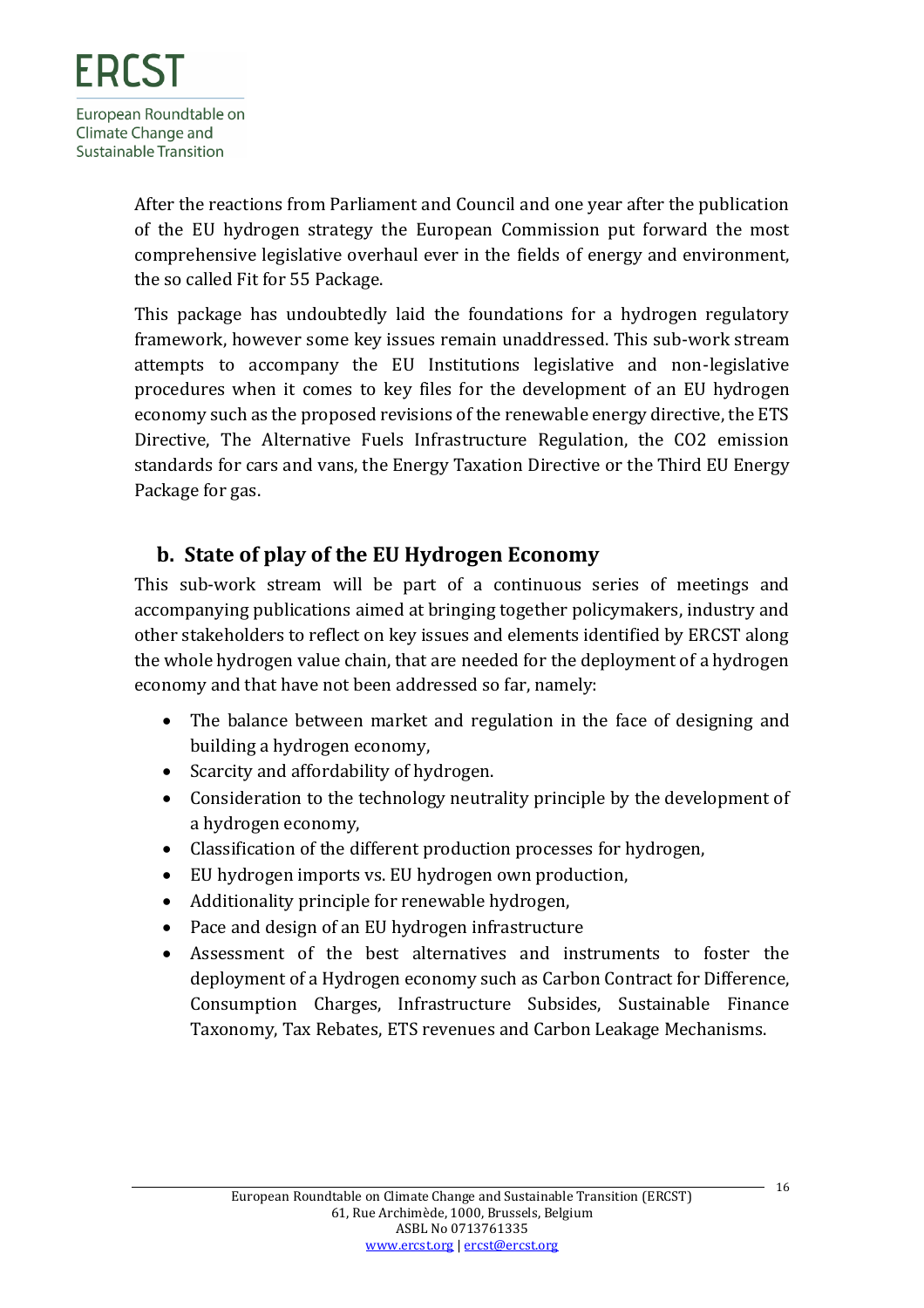After the reactions from Parliament and Council and one year after the publication of the EU hydrogen strategy the European Commission put forward the most comprehensive legislative overhaul ever in the fields of energy and environment, the so called Fit for 55 Package.

This package has undoubtedly laid the foundations for a hydrogen regulatory framework, however some key issues remain unaddressed. This sub-work stream attempts to accompany the EU Institutions legislative and non-legislative procedures when it comes to key files for the development of an EU hydrogen economy such as the proposed revisions of the renewable energy directive, the ETS Directive, The Alternative Fuels Infrastructure Regulation, the CO2 emission standards for cars and vans, the Energy Taxation Directive or the Third EU Energy Package for gas.

## b. State of play of the EU Hydrogen Economy

This sub-work stream will be part of a continuous series of meetings and accompanying publications aimed at bringing together policymakers, industry and other stakeholders to reflect on key issues and elements identified by ERCST along the whole hydrogen value chain, that are needed for the deployment of a hydrogen economy and that have not been addressed so far, namely:

- The balance between market and regulation in the face of designing and building a hydrogen economy,
- Scarcity and affordability of hydrogen.
- Consideration to the technology neutrality principle by the development of a hydrogen economy,
- Classification of the different production processes for hydrogen,
- EU hydrogen imports vs. EU hydrogen own production,
- Additionality principle for renewable hydrogen,
- Pace and design of an EU hydrogen infrastructure
- Assessment of the best alternatives and instruments to foster the deployment of a Hydrogen economy such as Carbon Contract for Difference, Consumption Charges, Infrastructure Subsides, Sustainable Finance Taxonomy, Tax Rebates, ETS revenues and Carbon Leakage Mechanisms.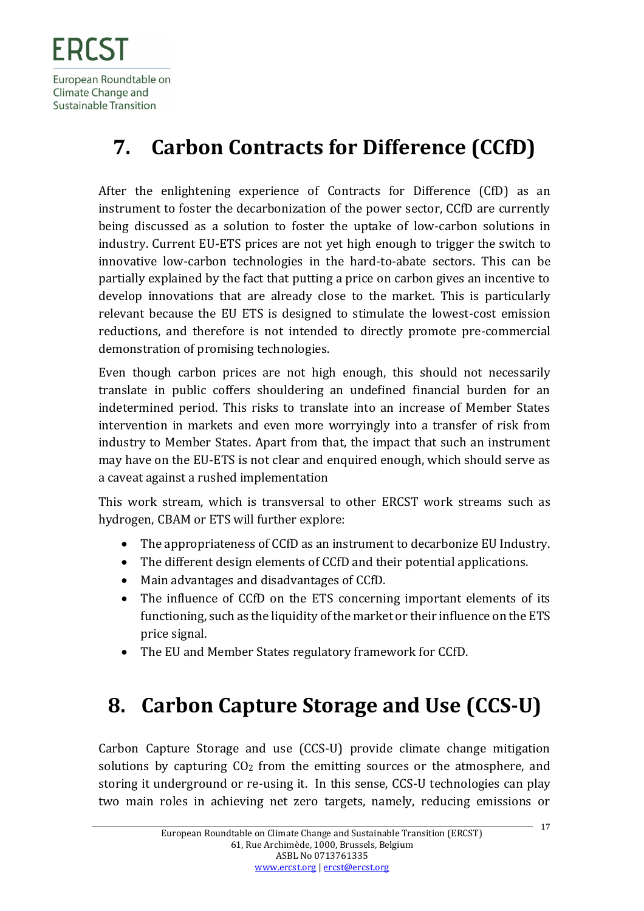# 7. Carbon Contracts for Difference (CCfD)

After the enlightening experience of Contracts for Difference (CfD) as an instrument to foster the decarbonization of the power sector, CCfD are currently being discussed as a solution to foster the uptake of low-carbon solutions in industry. Current EU-ETS prices are not yet high enough to trigger the switch to innovative low-carbon technologies in the hard-to-abate sectors. This can be partially explained by the fact that putting a price on carbon gives an incentive to develop innovations that are already close to the market. This is particularly relevant because the EU ETS is designed to stimulate the lowest-cost emission reductions, and therefore is not intended to directly promote pre-commercial demonstration of promising technologies.

Even though carbon prices are not high enough, this should not necessarily translate in public coffers shouldering an undefined financial burden for an indetermined period. This risks to translate into an increase of Member States intervention in markets and even more worryingly into a transfer of risk from industry to Member States. Apart from that, the impact that such an instrument may have on the EU-ETS is not clear and enquired enough, which should serve as a caveat against a rushed implementation

This work stream, which is transversal to other ERCST work streams such as hydrogen, CBAM or ETS will further explore:

- The appropriateness of CCfD as an instrument to decarbonize EU Industry.
- The different design elements of CCfD and their potential applications.
- Main advantages and disadvantages of CCfD.
- The influence of CCfD on the ETS concerning important elements of its functioning, such as the liquidity of the market or their influence on the ETS price signal.
- The EU and Member States regulatory framework for CCfD.

# 8. Carbon Capture Storage and Use (CCS-U)

Carbon Capture Storage and use (CCS-U) provide climate change mitigation solutions by capturing $CO_2$ from the emitting sources or the atmosphere, and storing it underground or re-using it. In this sense, CCS-U technologies can play two main roles in achieving net zero targets, namely, reducing emissions or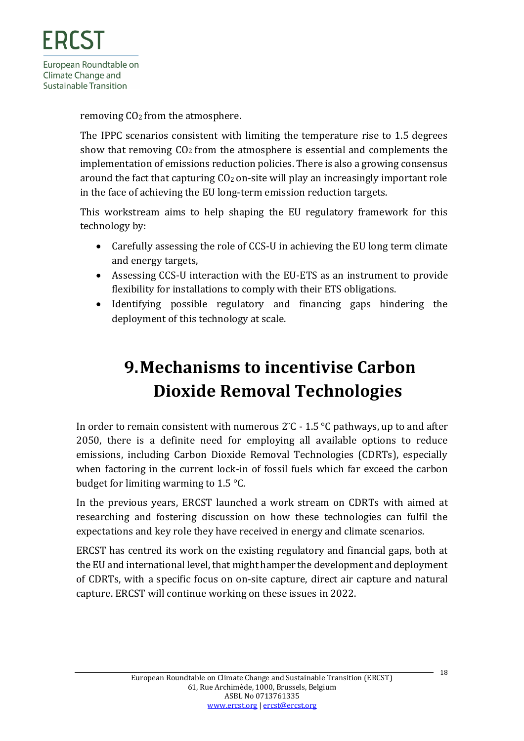removing $CO_2$ from the atmosphere.

The IPPC scenarios consistent with limiting the temperature rise to 1.5 degrees show that removing $CO_2$ from the atmosphere is essential and complements the implementation of emissions reduction policies. There is also a growing consensus around the fact that capturing $CO_2$ on-site will play an increasingly important role in the face of achieving the EU long-term emission reduction targets.

This workstream aims to help shaping the EU regulatory framework for this technology by:

- Carefully assessing the role of CCS-U in achieving the EU long term climate and energy targets,
- Assessing CCS-U interaction with the EU-ETS as an instrument to provide flexibility for installations to comply with their ETS obligations.
- Identifying possible regulatory and financing gaps hindering the deployment of this technology at scale.

# 9. Mechanisms to incentivise Carbon Dioxide Removal Technologies

In order to remain consistent with numerous 2 ̈C - 1.5 °C pathways, up to and after 2050, there is a definite need for employing all available options to reduce emissions, including Carbon Dioxide Removal Technologies (CDRTs), especially when factoring in the current lock-in of fossil fuels which far exceed the carbon budget for limiting warming to 1.5 °C.

In the previous years, ERCST launched a work stream on CDRTs with aimed at researching and fostering discussion on how these technologies can fulfil the expectations and key role they have received in energy and climate scenarios.

ERCST has centred its work on the existing regulatory and financial gaps, both at the EU and international level, that might hamper the development and deployment of CDRTs, with a specific focus on on-site capture, direct air capture and natural capture. ERCST will continue working on these issues in 2022.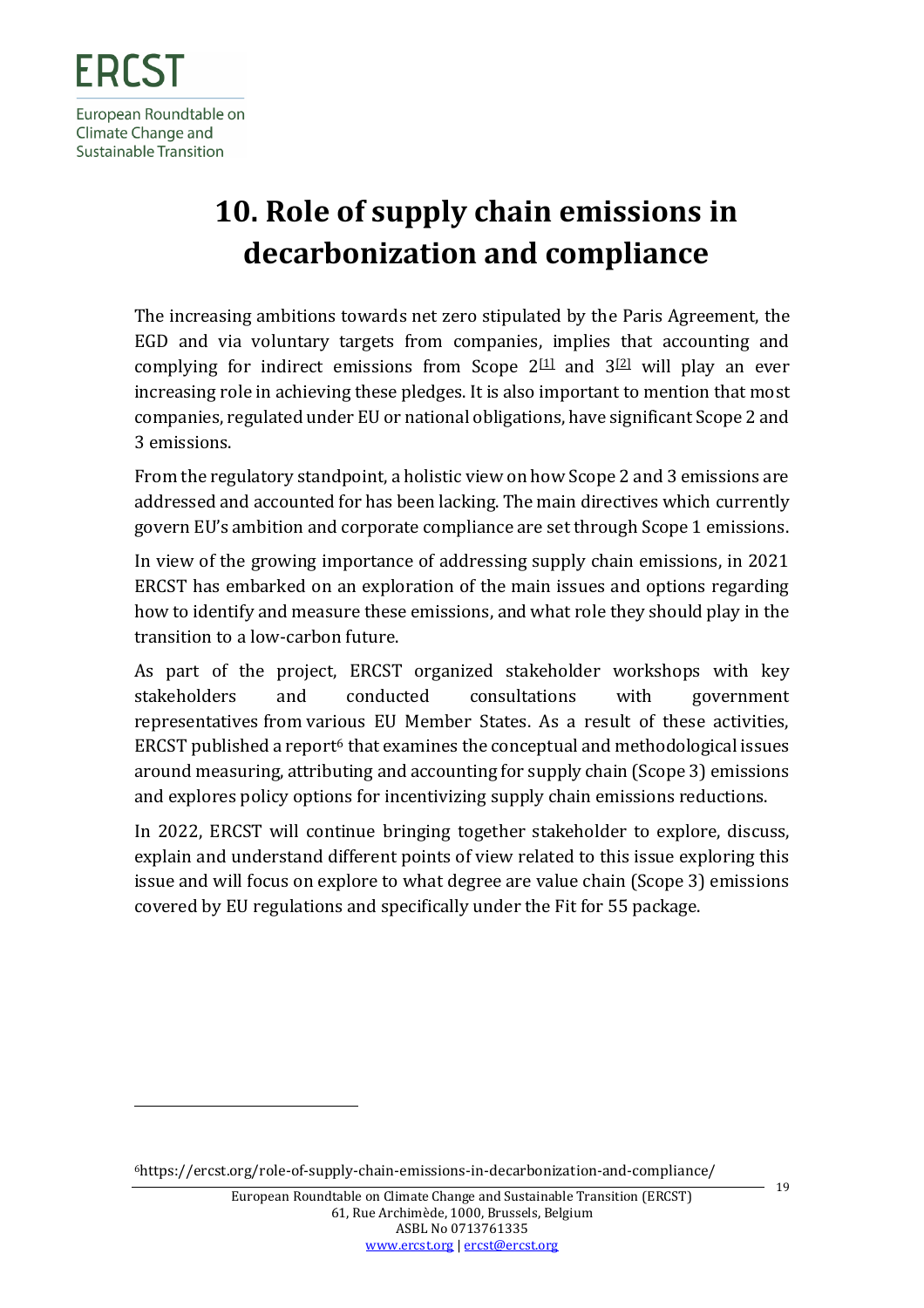# 10. Role of supply chain emissions in decarbonization and compliance

The increasing ambitions towards net zero stipulated by the Paris Agreement, the EGD and via voluntary targets from companies, implies that accounting and complying for indirect emissions from Scope 2[1] and 3[2] will play an ever increasing role in achieving these pledges. It is also important to mention that most companies, regulated under EU or national obligations, have significant Scope 2 and 3 emissions.

From the regulatory standpoint, a holistic view on how Scope 2 and 3 emissions are addressed and accounted for has been lacking. The main directives which currently govern EU's ambition and corporate compliance are set through Scope 1 emissions.

In view of the growing importance of addressing supply chain emissions, in 2021 ERCST has embarked on an exploration of the main issues and options regarding how to identify and measure these emissions, and what role they should play in the transition to a low-carbon future.

As part of the project, ERCST organized stakeholder workshops with key stakeholders and conducted consultations with government representatives from various EU Member States. As a result of these activities, ERCST published a report[6] that examines the conceptual and methodological issues around measuring, attributing and accounting for supply chain (Scope 3) emissions and explores policy options for incentivizing supply chain emissions reductions.

In 2022, ERCST will continue bringing together stakeholder to explore, discuss, explain and understand different points of view related to this issue exploring this issue and will focus on explore to what degree are value chain (Scope 3) emissions covered by EU regulations and specifically under the Fit for 55 package.

---

[6] https://ercst.org/role-of-supply-chain-emissions-in-decarbonization-and-compliance/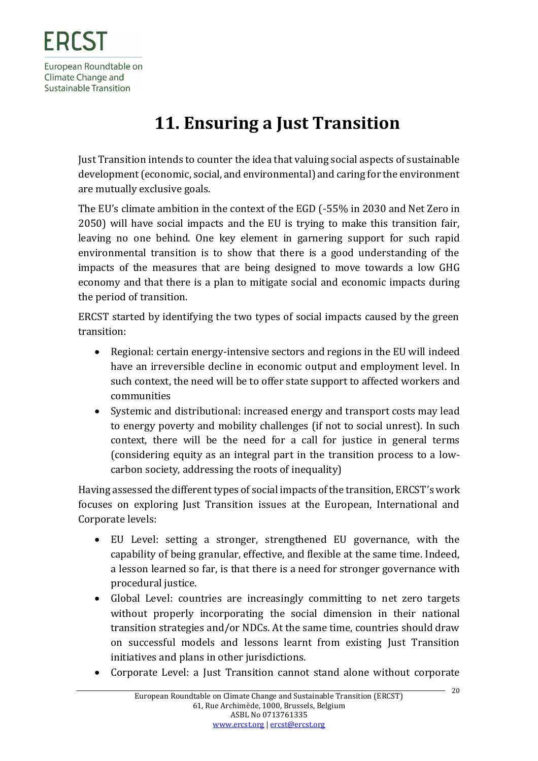# 11. Ensuring a Just Transition

Just Transition intends to counter the idea that valuing social aspects of sustainable development (economic, social, and environmental) and caring for the environment are mutually exclusive goals.

The EU's climate ambition in the context of the EGD (-55% in 2030 and Net Zero in 2050) will have social impacts and the EU is trying to make this transition fair, leaving no one behind. One key element in garnering support for such rapid environmental transition is to show that there is a good understanding of the impacts of the measures that are being designed to move towards a low GHG economy and that there is a plan to mitigate social and economic impacts during the period of transition.

ERCST started by identifying the two types of social impacts caused by the green transition:

- Regional: certain energy-intensive sectors and regions in the EU will indeed have an irreversible decline in economic output and employment level. In such context, the need will be to offer state support to affected workers and communities
- Systemic and distributional: increased energy and transport costs may lead to energy poverty and mobility challenges (if not to social unrest). In such context, there will be the need for a call for justice in general terms (considering equity as an integral part in the transition process to a low-carbon society, addressing the roots of inequality)

Having assessed the different types of social impacts of the transition, ERCST's work focuses on exploring Just Transition issues at the European, International and Corporate levels:

- EU Level: setting a stronger, strengthened EU governance, with the capability of being granular, effective, and flexible at the same time. Indeed, a lesson learned so far, is that there is a need for stronger governance with procedural justice.
- Global Level: countries are increasingly committing to net zero targets without properly incorporating the social dimension in their national transition strategies and/or NDCs. At the same time, countries should draw on successful models and lessons learnt from existing Just Transition initiatives and plans in other jurisdictions.
- Corporate Level: a Just Transition cannot stand alone without corporate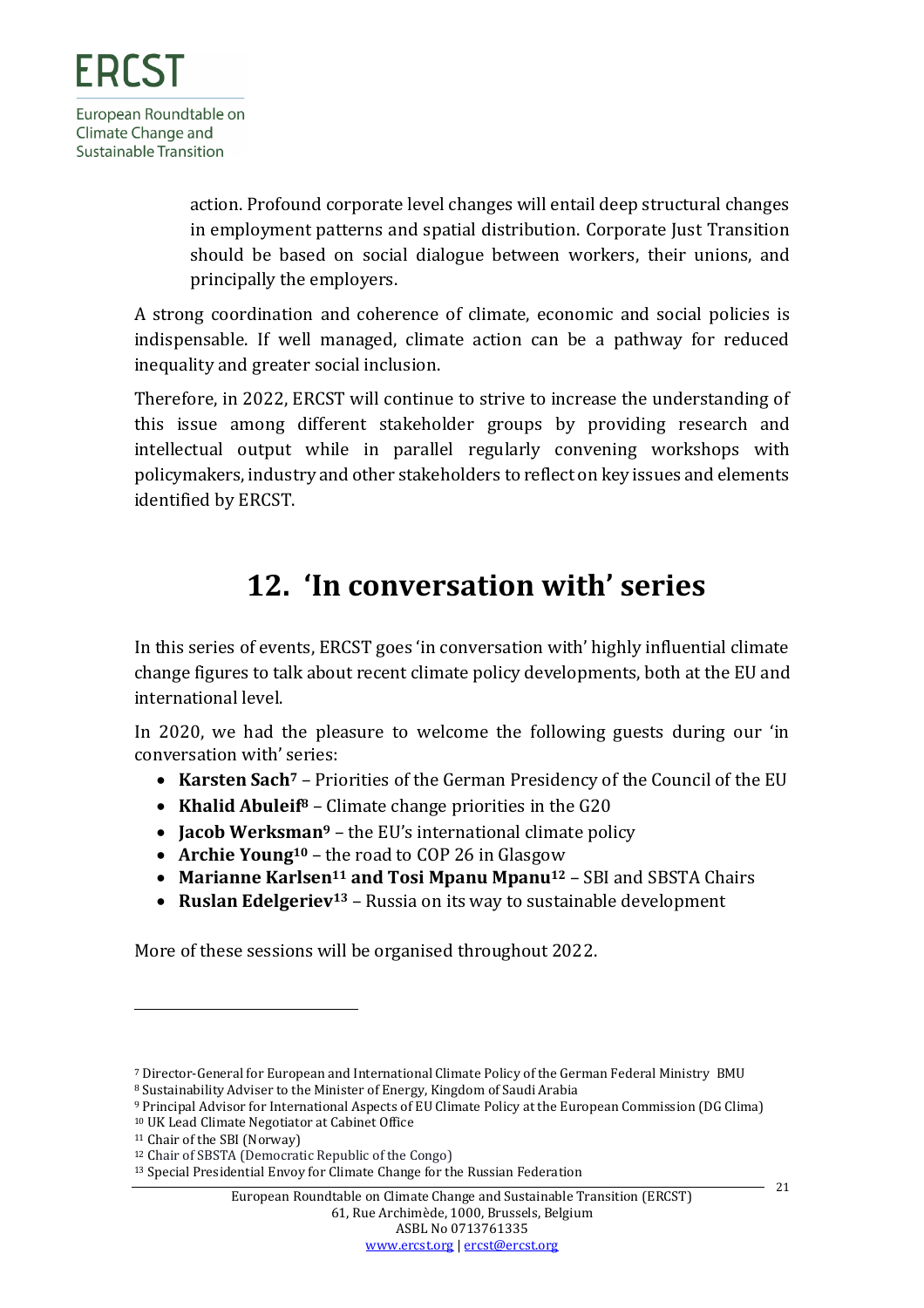action. Profound corporate level changes will entail deep structural changes in employment patterns and spatial distribution. Corporate Just Transition should be based on social dialogue between workers, their unions, and principally the employers.

A strong coordination and coherence of climate, economic and social policies is indispensable. If well managed, climate action can be a pathway for reduced inequality and greater social inclusion.

Therefore, in 2022, ERCST will continue to strive to increase the understanding of this issue among different stakeholder groups by providing research and intellectual output while in parallel regularly convening workshops with policymakers, industry and other stakeholders to reflect on key issues and elements identified by ERCST.

# 12. 'In conversation with' series

In this series of events, ERCST goes 'in conversation with' highly influential climate change figures to talk about recent climate policy developments, both at the EU and international level.

In 2020, we had the pleasure to welcome the following guests during our 'in conversation with' series:

- **Karsten Sach**[7] – Priorities of the German Presidency of the Council of the EU
- **Khalid Abuleif**[8] – Climate change priorities in the G20
- **Jacob Werksman**[9] – the EU's international climate policy
- **Archie Young**[10] – the road to COP 26 in Glasgow
- **Marianne Karlsen**[11] **and Tosi Mpanu Mpanu**[12] – SBI and SBSTA Chairs
- **Ruslan Edelgeriev**[13] – Russia on its way to sustainable development

More of these sessions will be organised throughout 2022.

---

[7] Director-General for European and International Climate Policy of the German Federal Ministry BMU

[8] Sustainability Adviser to the Minister of Energy, Kingdom of Saudi Arabia

[9] Principal Advisor for International Aspects of EU Climate Policy at the European Commission (DG Clima)

[10] UK Lead Climate Negotiator at Cabinet Office

[11] Chair of the SBI (Norway)

[12] Chair of SBSTA (Democratic Republic of the Congo)

[13] Special Presidential Envoy for Climate Change for the Russian Federation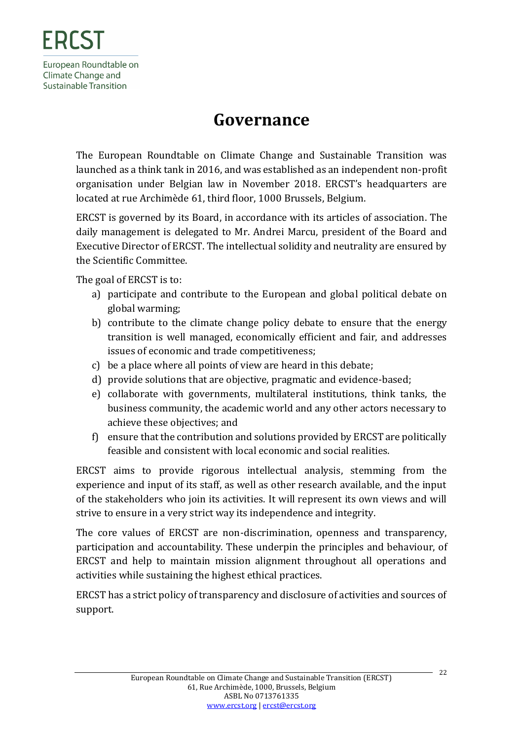# Governance

The European Roundtable on Climate Change and Sustainable Transition was launched as a think tank in 2016, and was established as an independent non-profit organisation under Belgian law in November 2018. ERCST's headquarters are located at rue Archimède 61, third floor, 1000 Brussels, Belgium.

ERCST is governed by its Board, in accordance with its articles of association. The daily management is delegated to Mr. Andrei Marcu, president of the Board and Executive Director of ERCST. The intellectual solidity and neutrality are ensured by the Scientific Committee.

The goal of ERCST is to:

a) participate and contribute to the European and global political debate on global warming;
b) contribute to the climate change policy debate to ensure that the energy transition is well managed, economically efficient and fair, and addresses issues of economic and trade competitiveness;
c) be a place where all points of view are heard in this debate;
d) provide solutions that are objective, pragmatic and evidence-based;
e) collaborate with governments, multilateral institutions, think tanks, the business community, the academic world and any other actors necessary to achieve these objectives; and
f) ensure that the contribution and solutions provided by ERCST are politically feasible and consistent with local economic and social realities.

ERCST aims to provide rigorous intellectual analysis, stemming from the experience and input of its staff, as well as other research available, and the input of the stakeholders who join its activities. It will represent its own views and will strive to ensure in a very strict way its independence and integrity.

The core values of ERCST are non-discrimination, openness and transparency, participation and accountability. These underpin the principles and behaviour, of ERCST and help to maintain mission alignment throughout all operations and activities while sustaining the highest ethical practices.

ERCST has a strict policy of transparency and disclosure of activities and sources of support.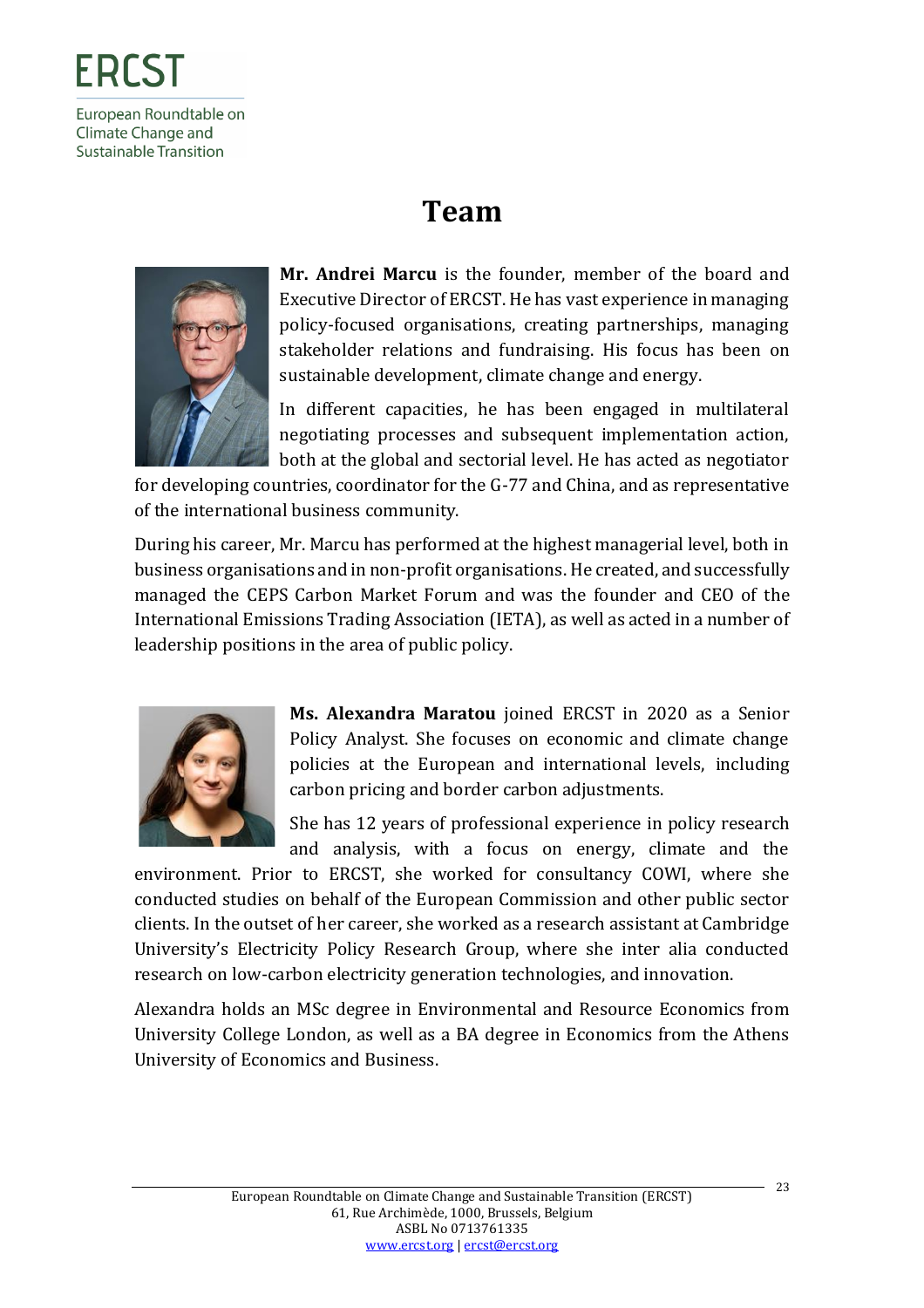# Team

**Mr. Andrei Marcu** is the founder, member of the board and Executive Director of ERCST. He has vast experience in managing policy-focused organisations, creating partnerships, managing stakeholder relations and fundraising. His focus has been on sustainable development, climate change and energy.

In different capacities, he has been engaged in multilateral negotiating processes and subsequent implementation action, both at the global and sectorial level. He has acted as negotiator for developing countries, coordinator for the G-77 and China, and as representative of the international business community.

During his career, Mr. Marcu has performed at the highest managerial level, both in business organisations and in non-profit organisations. He created, and successfully managed the CEPS Carbon Market Forum and was the founder and CEO of the International Emissions Trading Association (IETA), as well as acted in a number of leadership positions in the area of public policy.

**Ms. Alexandra Maratou** joined ERCST in 2020 as a Senior Policy Analyst. She focuses on economic and climate change policies at the European and international levels, including carbon pricing and border carbon adjustments.

She has 12 years of professional experience in policy research and analysis, with a focus on energy, climate and the environment. Prior to ERCST, she worked for consultancy COWI, where she conducted studies on behalf of the European Commission and other public sector clients. In the outset of her career, she worked as a research assistant at Cambridge University's Electricity Policy Research Group, where she inter alia conducted research on low-carbon electricity generation technologies, and innovation.

Alexandra holds an MSc degree in Environmental and Resource Economics from University College London, as well as a BA degree in Economics from the Athens University of Economics and Business.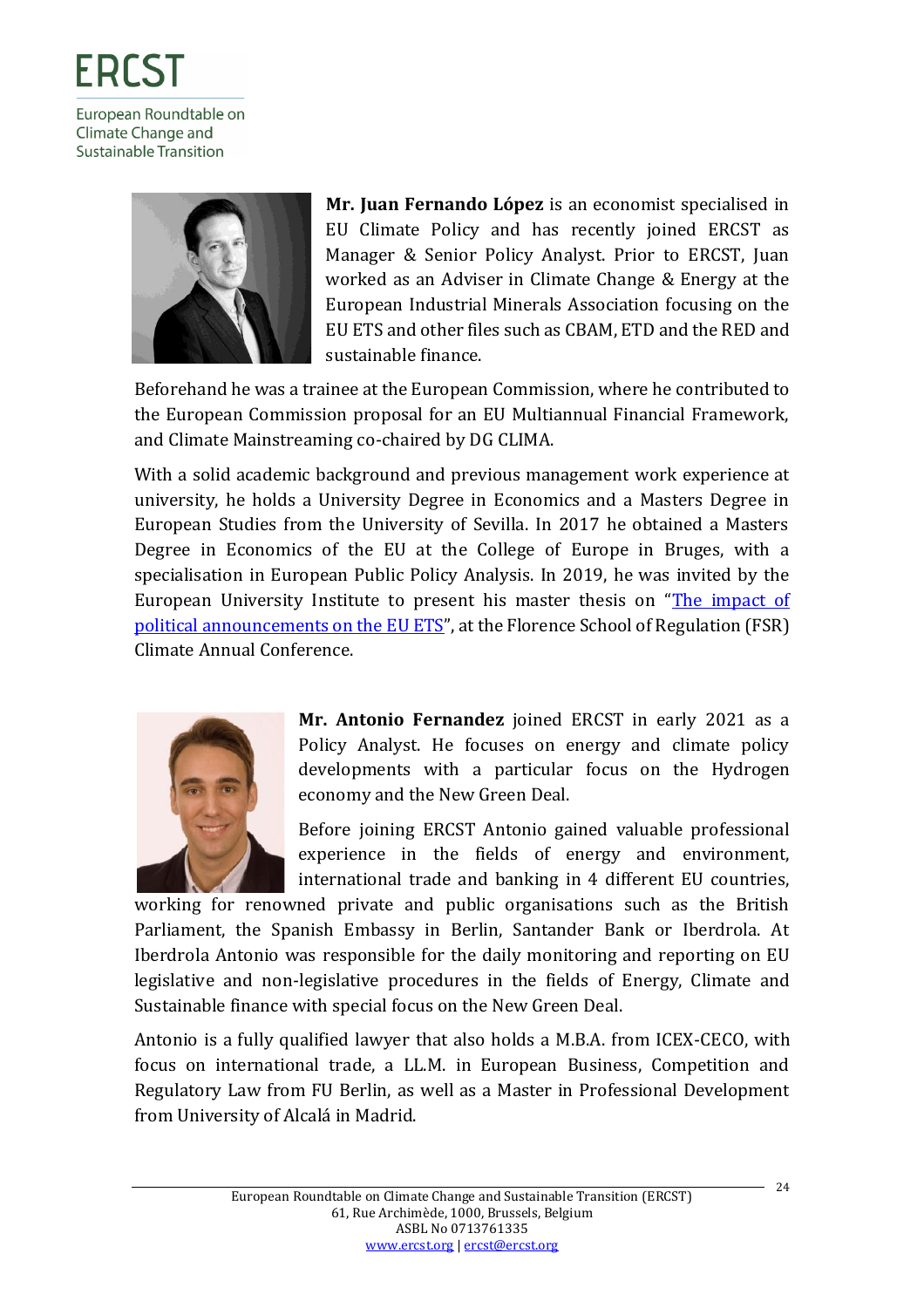**Mr. Juan Fernando López** is an economist specialised in EU Climate Policy and has recently joined ERCST as Manager & Senior Policy Analyst. Prior to ERCST, Juan worked as an Adviser in Climate Change & Energy at the European Industrial Minerals Association focusing on the EU ETS and other files such as CBAM, ETD and the RED and sustainable finance.

Beforehand he was a trainee at the European Commission, where he contributed to the European Commission proposal for an EU Multiannual Financial Framework, and Climate Mainstreaming co-chaired by DG CLIMA.

With a solid academic background and previous management work experience at university, he holds a University Degree in Economics and a Masters Degree in European Studies from the University of Sevilla. In 2017 he obtained a Masters Degree in Economics of the EU at the College of Europe in Bruges, with a specialisation in European Public Policy Analysis. In 2019, he was invited by the European University Institute to present his master thesis on "The impact of political announcements on the EU ETS", at the Florence School of Regulation (FSR) Climate Annual Conference.

**Mr. Antonio Fernandez** joined ERCST in early 2021 as a Policy Analyst. He focuses on energy and climate policy developments with a particular focus on the Hydrogen economy and the New Green Deal.

Before joining ERCST Antonio gained valuable professional experience in the fields of energy and environment, international trade and banking in 4 different EU countries, working for renowned private and public organisations such as the British Parliament, the Spanish Embassy in Berlin, Santander Bank or Iberdrola. At Iberdrola Antonio was responsible for the daily monitoring and reporting on EU legislative and non-legislative procedures in the fields of Energy, Climate and Sustainable finance with special focus on the New Green Deal.

Antonio is a fully qualified lawyer that also holds a M.B.A. from ICEX-CECO, with focus on international trade, a LL.M. in European Business, Competition and Regulatory Law from FU Berlin, as well as a Master in Professional Development from University of Alcalá in Madrid.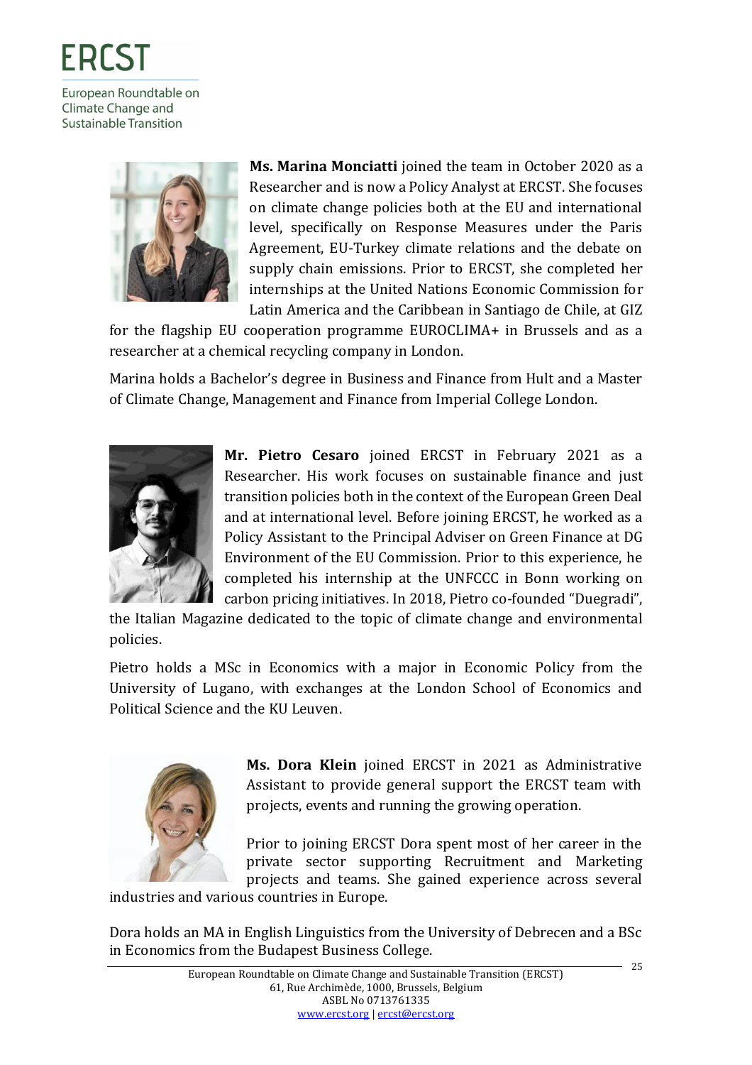**Ms. Marina Monciatti** joined the team in October 2020 as a Researcher and is now a Policy Analyst at ERCST. She focuses on climate change policies both at the EU and international level, specifically on Response Measures under the Paris Agreement, EU-Turkey climate relations and the debate on supply chain emissions. Prior to ERCST, she completed her internships at the United Nations Economic Commission for Latin America and the Caribbean in Santiago de Chile, at GIZ for the flagship EU cooperation programme EUROCLIMA+ in Brussels and as a researcher at a chemical recycling company in London.

Marina holds a Bachelor's degree in Business and Finance from Hult and a Master of Climate Change, Management and Finance from Imperial College London.

**Mr. Pietro Cesaro** joined ERCST in February 2021 as a Researcher. His work focuses on sustainable finance and just transition policies both in the context of the European Green Deal and at international level. Before joining ERCST, he worked as a Policy Assistant to the Principal Adviser on Green Finance at DG Environment of the EU Commission. Prior to this experience, he completed his internship at the UNFCCC in Bonn working on carbon pricing initiatives. In 2018, Pietro co-founded "Duegradi", the Italian Magazine dedicated to the topic of climate change and environmental policies.

Pietro holds a MSc in Economics with a major in Economic Policy from the University of Lugano, with exchanges at the London School of Economics and Political Science and the KU Leuven.

**Ms. Dora Klein** joined ERCST in 2021 as Administrative Assistant to provide general support the ERCST team with projects, events and running the growing operation.

Prior to joining ERCST Dora spent most of her career in the private sector supporting Recruitment and Marketing projects and teams. She gained experience across several industries and various countries in Europe.

Dora holds an MA in English Linguistics from the University of Debrecen and a BSc in Economics from the Budapest Business College.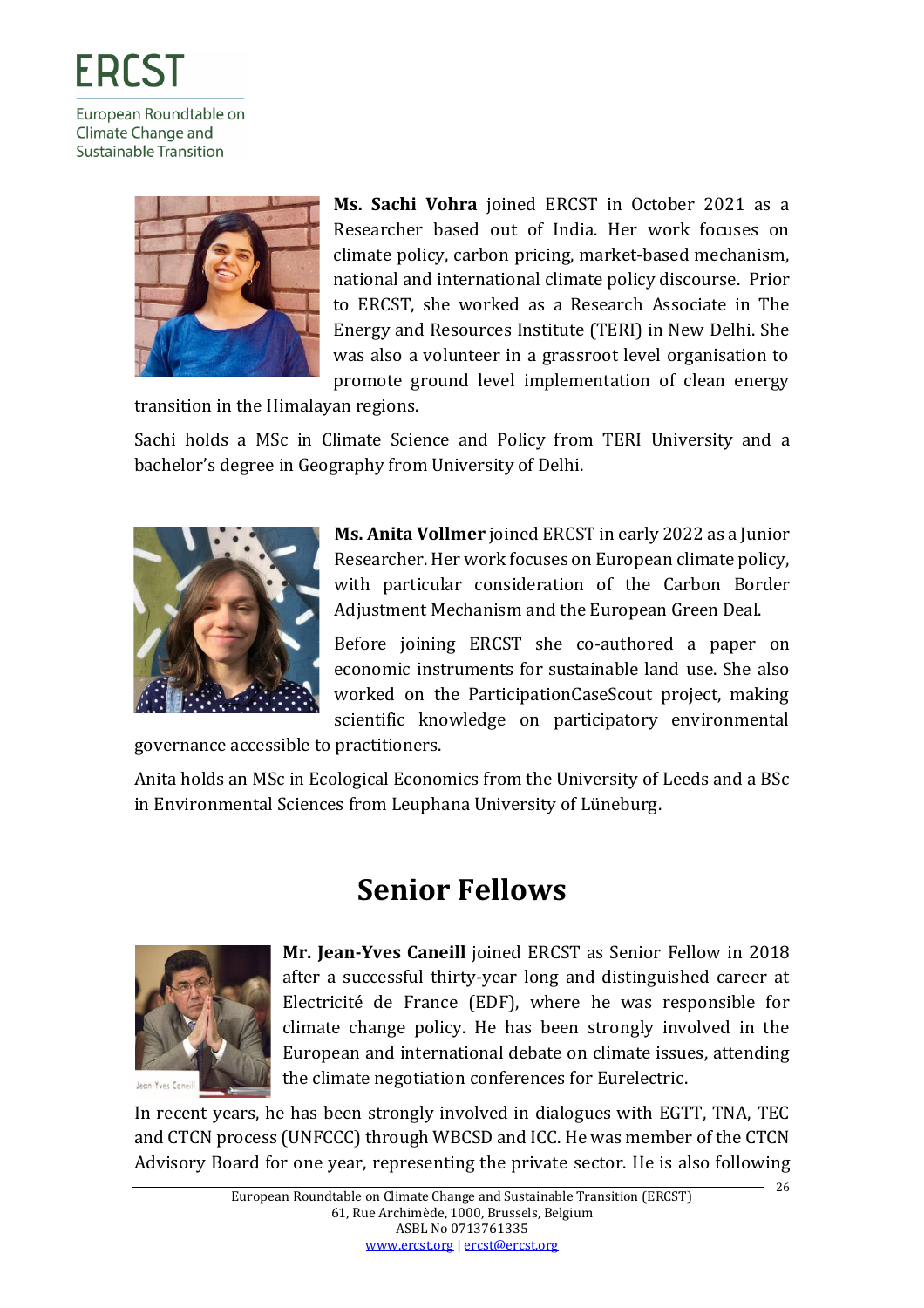**Ms. Sachi Vohra** joined ERCST in October 2021 as a Researcher based out of India. Her work focuses on climate policy, carbon pricing, market-based mechanism, national and international climate policy discourse. Prior to ERCST, she worked as a Research Associate in The Energy and Resources Institute (TERI) in New Delhi. She was also a volunteer in a grassroot level organisation to promote ground level implementation of clean energy transition in the Himalayan regions.

Sachi holds a MSc in Climate Science and Policy from TERI University and a bachelor's degree in Geography from University of Delhi.

**Ms. Anita Vollmer** joined ERCST in early 2022 as a Junior Researcher. Her work focuses on European climate policy, with particular consideration of the Carbon Border Adjustment Mechanism and the European Green Deal.

Before joining ERCST she co-authored a paper on economic instruments for sustainable land use. She also worked on the ParticipationCaseScout project, making scientific knowledge on participatory environmental governance accessible to practitioners.

Anita holds an MSc in Ecological Economics from the University of Leeds and a BSc in Environmental Sciences from Leuphana University of Lüneburg.

# Senior Fellows

**Mr. Jean-Yves Caneill** joined ERCST as Senior Fellow in 2018 after a successful thirty-year long and distinguished career at Electricité de France (EDF), where he was responsible for climate change policy. He has been strongly involved in the European and international debate on climate issues, attending the climate negotiation conferences for Eurelectric.

In recent years, he has been strongly involved in dialogues with EGTT, TNA, TEC and CTCN process (UNFCCC) through WBCSD and ICC. He was member of the CTCN Advisory Board for one year, representing the private sector. He is also following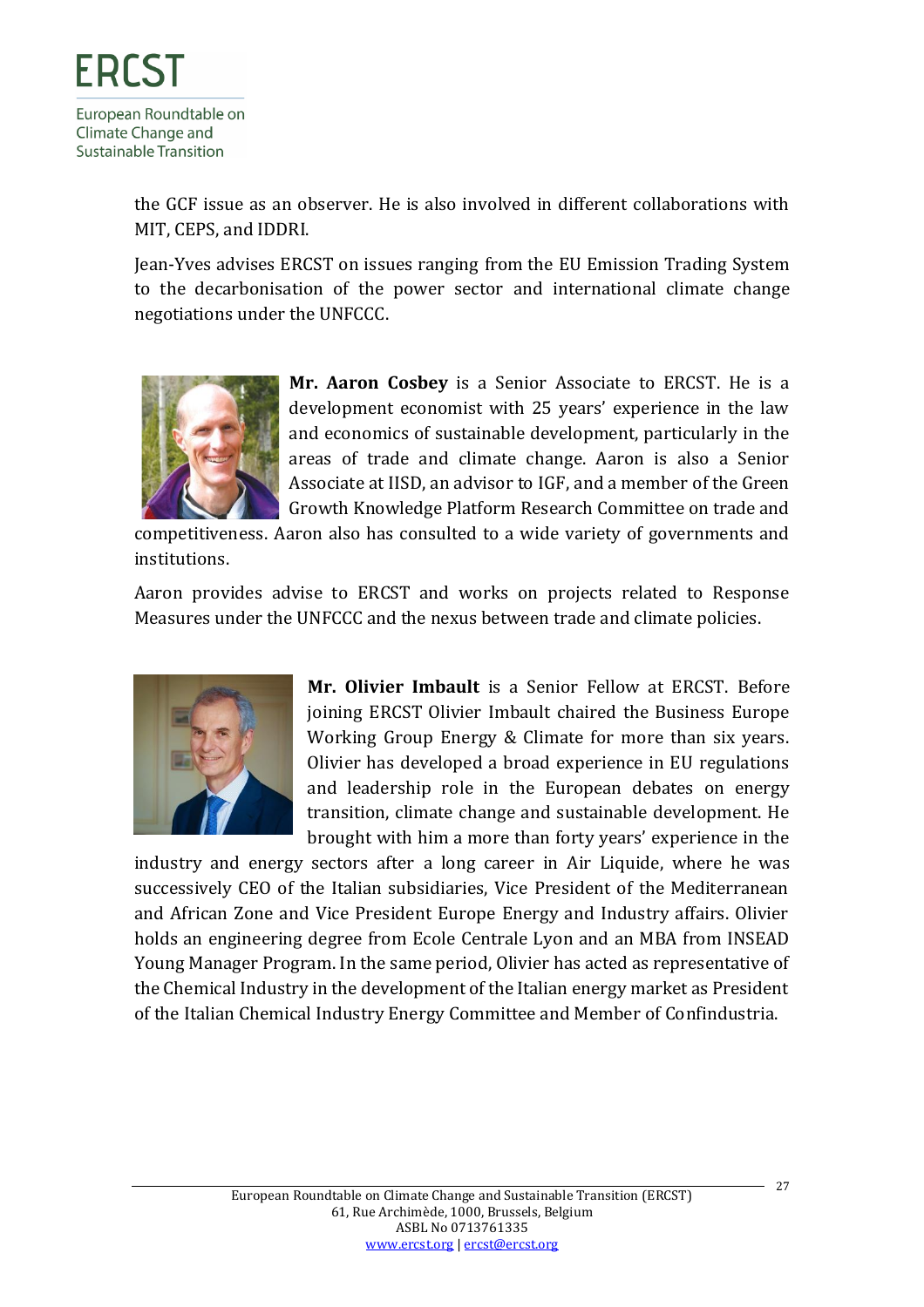the GCF issue as an observer. He is also involved in different collaborations with MIT, CEPS, and IDDRI.

Jean-Yves advises ERCST on issues ranging from the EU Emission Trading System to the decarbonisation of the power sector and international climate change negotiations under the UNFCCC.

**Mr. Aaron Cosbey** is a Senior Associate to ERCST. He is a development economist with 25 years' experience in the law and economics of sustainable development, particularly in the areas of trade and climate change. Aaron is also a Senior Associate at IISD, an advisor to IGF, and a member of the Green Growth Knowledge Platform Research Committee on trade and competitiveness. Aaron also has consulted to a wide variety of governments and institutions.

Aaron provides advise to ERCST and works on projects related to Response Measures under the UNFCCC and the nexus between trade and climate policies.

**Mr. Olivier Imbault** is a Senior Fellow at ERCST. Before joining ERCST Olivier Imbault chaired the Business Europe Working Group Energy & Climate for more than six years. Olivier has developed a broad experience in EU regulations and leadership role in the European debates on energy transition, climate change and sustainable development. He brought with him a more than forty years' experience in the industry and energy sectors after a long career in Air Liquide, where he was successively CEO of the Italian subsidiaries, Vice President of the Mediterranean and African Zone and Vice President Europe Energy and Industry affairs. Olivier holds an engineering degree from Ecole Centrale Lyon and an MBA from INSEAD Young Manager Program. In the same period, Olivier has acted as representative of the Chemical Industry in the development of the Italian energy market as President of the Italian Chemical Industry Energy Committee and Member of Confindustria.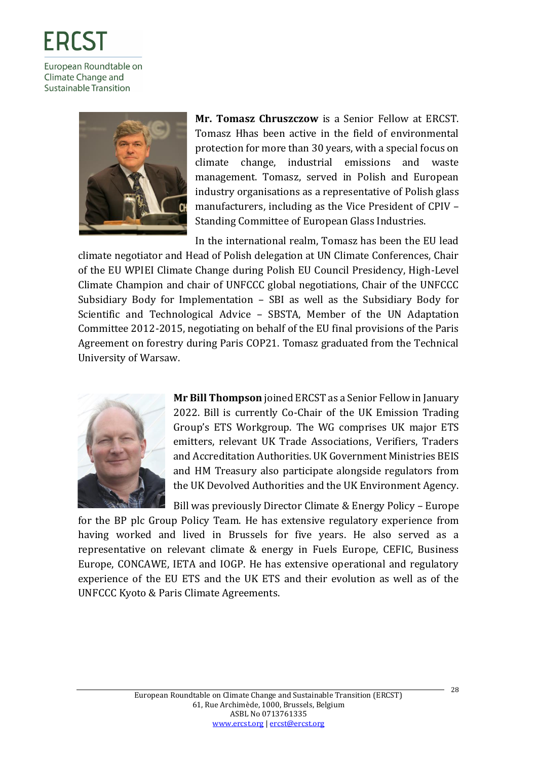**Mr. Tomasz Chruszczow** is a Senior Fellow at ERCST. Tomasz Hhas been active in the field of environmental protection for more than 30 years, with a special focus on climate change, industrial emissions and waste management. Tomasz, served in Polish and European industry organisations as a representative of Polish glass manufacturers, including as the Vice President of CPIV – Standing Committee of European Glass Industries.

In the international realm, Tomasz has been the EU lead climate negotiator and Head of Polish delegation at UN Climate Conferences, Chair of the EU WPIEI Climate Change during Polish EU Council Presidency, High-Level Climate Champion and chair of UNFCCC global negotiations, Chair of the UNFCCC Subsidiary Body for Implementation – SBI as well as the Subsidiary Body for Scientific and Technological Advice – SBSTA, Member of the UN Adaptation Committee 2012-2015, negotiating on behalf of the EU final provisions of the Paris Agreement on forestry during Paris COP21. Tomasz graduated from the Technical University of Warsaw.

**Mr Bill Thompson** joined ERCST as a Senior Fellow in January 2022. Bill is currently Co-Chair of the UK Emission Trading Group's ETS Workgroup. The WG comprises UK major ETS emitters, relevant UK Trade Associations, Verifiers, Traders and Accreditation Authorities. UK Government Ministries BEIS and HM Treasury also participate alongside regulators from the UK Devolved Authorities and the UK Environment Agency.

Bill was previously Director Climate & Energy Policy – Europe for the BP plc Group Policy Team. He has extensive regulatory experience from having worked and lived in Brussels for five years. He also served as a representative on relevant climate & energy in Fuels Europe, CEFIC, Business Europe, CONCAWE, IETA and IOGP. He has extensive operational and regulatory experience of the EU ETS and the UK ETS and their evolution as well as of the UNFCCC Kyoto & Paris Climate Agreements.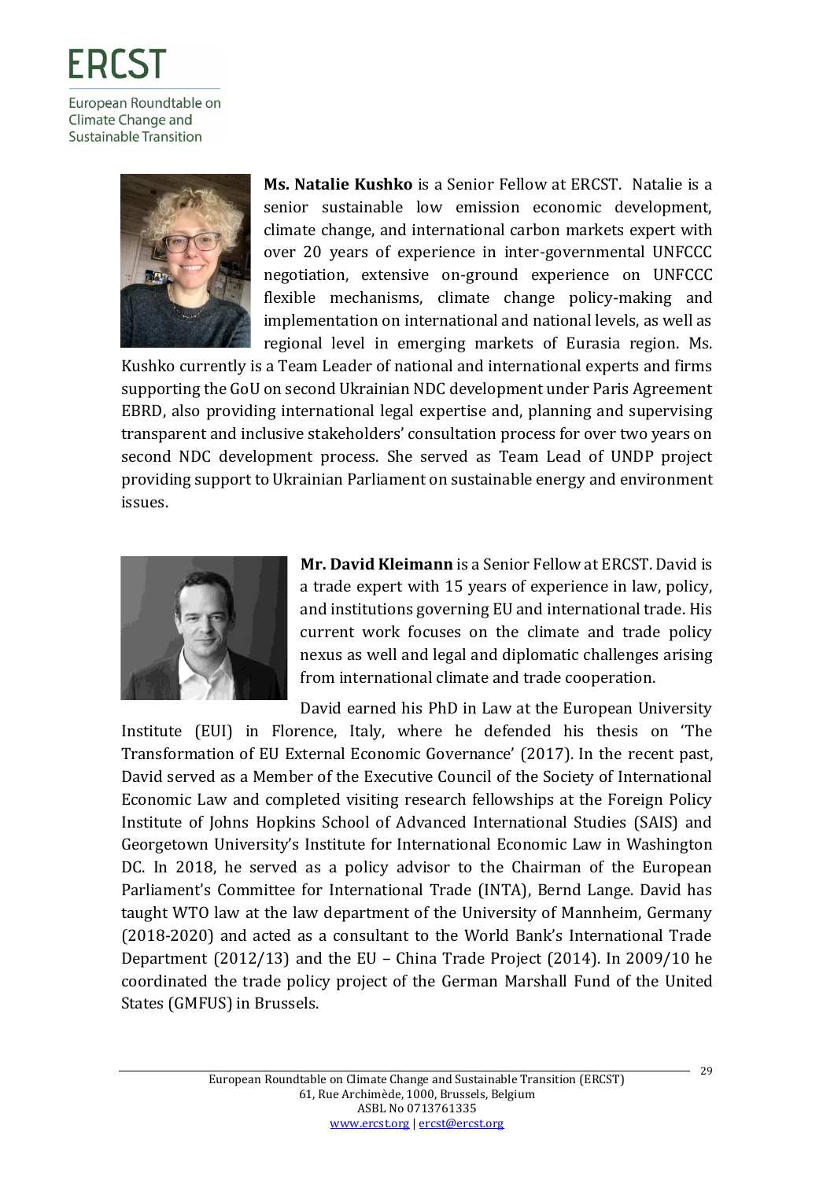**Ms. Natalie Kushko** is a Senior Fellow at ERCST. Natalie is a senior sustainable low emission economic development, climate change, and international carbon markets expert with over 20 years of experience in inter-governmental UNFCCC negotiation, extensive on-ground experience on UNFCCC flexible mechanisms, climate change policy-making and implementation on international and national levels, as well as regional level in emerging markets of Eurasia region. Ms. Kushko currently is a Team Leader of national and international experts and firms supporting the GoU on second Ukrainian NDC development under Paris Agreement EBRD, also providing international legal expertise and, planning and supervising transparent and inclusive stakeholders' consultation process for over two years on second NDC development process. She served as Team Lead of UNDP project providing support to Ukrainian Parliament on sustainable energy and environment issues.

**Mr. David Kleimann** is a Senior Fellow at ERCST. David is a trade expert with 15 years of experience in law, policy, and institutions governing EU and international trade. His current work focuses on the climate and trade policy nexus as well and legal and diplomatic challenges arising from international climate and trade cooperation.

David earned his PhD in Law at the European University Institute (EUI) in Florence, Italy, where he defended his thesis on 'The Transformation of EU External Economic Governance' (2017). In the recent past, David served as a Member of the Executive Council of the Society of International Economic Law and completed visiting research fellowships at the Foreign Policy Institute of Johns Hopkins School of Advanced International Studies (SAIS) and Georgetown University's Institute for International Economic Law in Washington DC. In 2018, he served as a policy advisor to the Chairman of the European Parliament's Committee for International Trade (INTA), Bernd Lange. David has taught WTO law at the law department of the University of Mannheim, Germany (2018-2020) and acted as a consultant to the World Bank's International Trade Department (2012/13) and the EU – China Trade Project (2014). In 2009/10 he coordinated the trade policy project of the German Marshall Fund of the United States (GMFUS) in Brussels.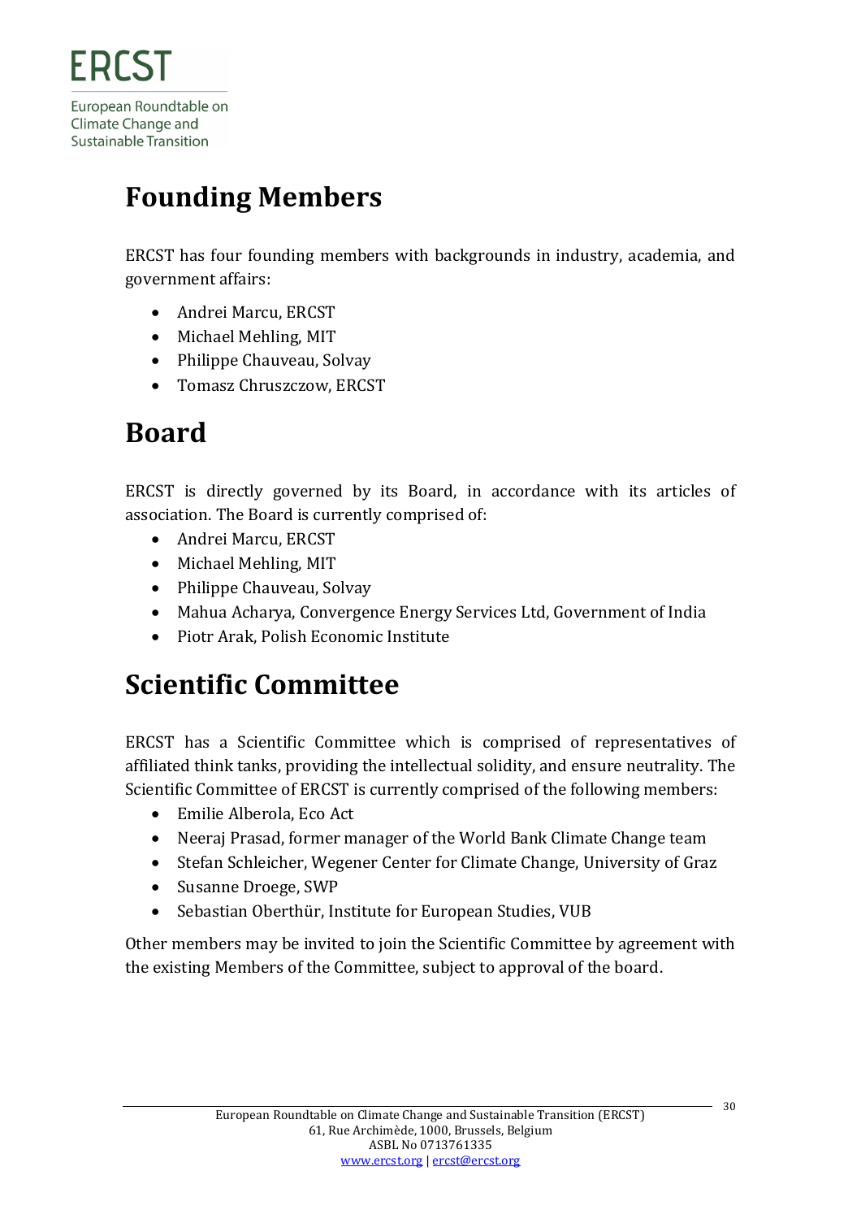# Founding Members

ERCST has four founding members with backgrounds in industry, academia, and government affairs:

- Andrei Marcu, ERCST
- Michael Mehling, MIT
- Philippe Chauveau, Solvay
- Tomasz Chruszczow, ERCST

# Board

ERCST is directly governed by its Board, in accordance with its articles of association. The Board is currently comprised of:

- Andrei Marcu, ERCST
- Michael Mehling, MIT
- Philippe Chauveau, Solvay
- Mahua Acharya, Convergence Energy Services Ltd, Government of India
- Piotr Arak, Polish Economic Institute

# Scientific Committee

ERCST has a Scientific Committee which is comprised of representatives of affiliated think tanks, providing the intellectual solidity, and ensure neutrality. The Scientific Committee of ERCST is currently comprised of the following members:

- Emilie Alberola, Eco Act
- Neeraj Prasad, former manager of the World Bank Climate Change team
- Stefan Schleicher, Wegener Center for Climate Change, University of Graz
- Susanne Droege, SWP
- Sebastian Oberthür, Institute for European Studies, VUB

Other members may be invited to join the Scientific Committee by agreement with the existing Members of the Committee, subject to approval of the board.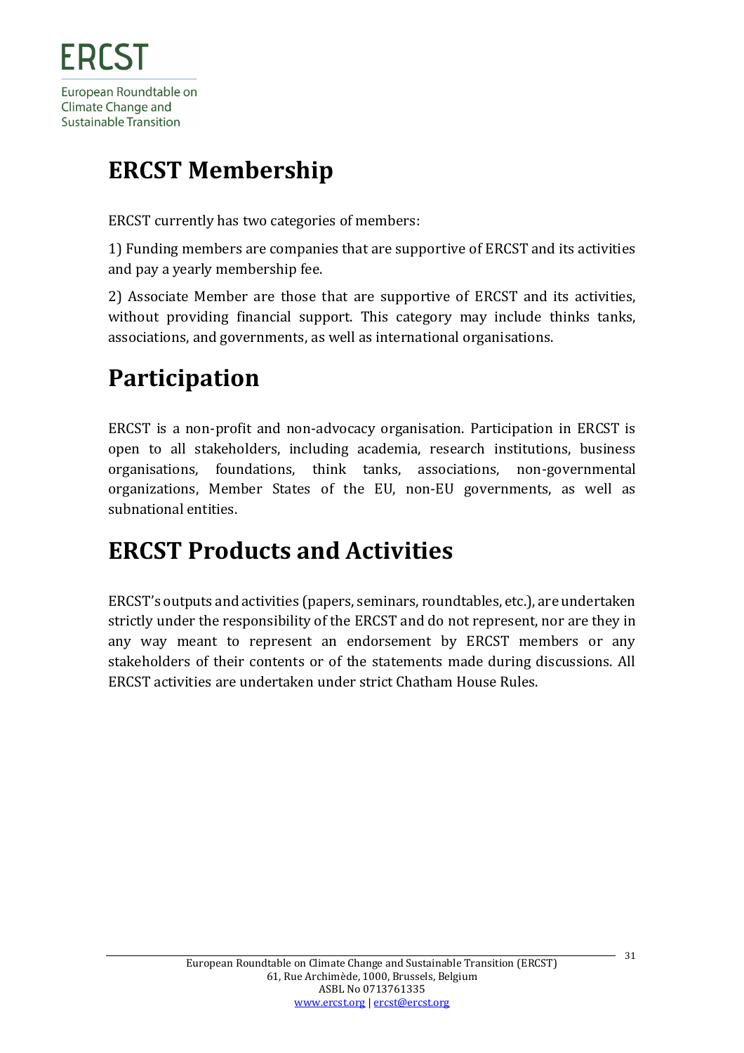# ERCST Membership

ERCST currently has two categories of members:

1) Funding members are companies that are supportive of ERCST and its activities and pay a yearly membership fee.

2) Associate Member are those that are supportive of ERCST and its activities, without providing financial support. This category may include thinks tanks, associations, and governments, as well as international organisations.

# Participation

ERCST is a non-profit and non-advocacy organisation. Participation in ERCST is open to all stakeholders, including academia, research institutions, business organisations, foundations, think tanks, associations, non-governmental organizations, Member States of the EU, non-EU governments, as well as subnational entities.

# ERCST Products and Activities

ERCST's outputs and activities (papers, seminars, roundtables, etc.), are undertaken strictly under the responsibility of the ERCST and do not represent, nor are they in any way meant to represent an endorsement by ERCST members or any stakeholders of their contents or of the statements made during discussions. All ERCST activities are undertaken under strict Chatham House Rules.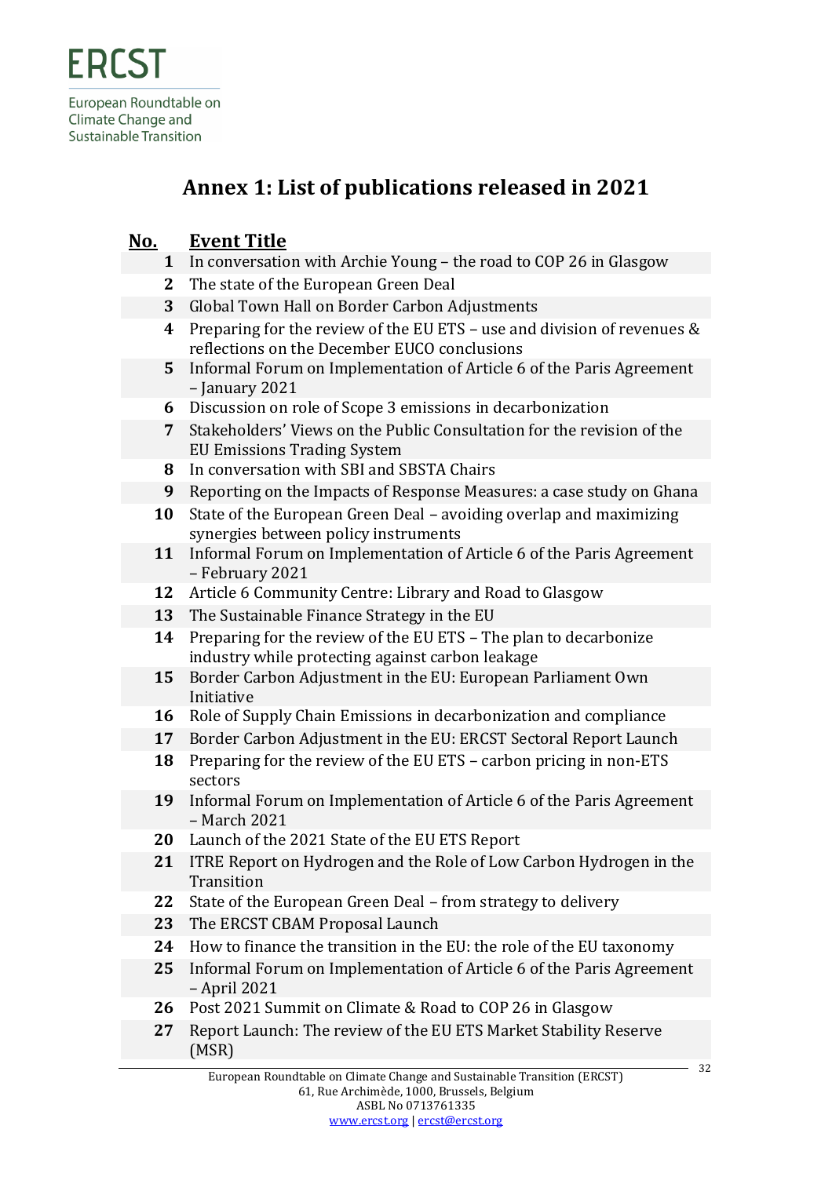# Annex 1: List of publications released in 2021

| No. | Event Title |
|---|---|
| 1 | In conversation with Archie Young – the road to COP 26 in Glasgow |
| 2 | The state of the European Green Deal |
| 3 | Global Town Hall on Border Carbon Adjustments |
| 4 | Preparing for the review of the EU ETS – use and division of revenues & reflections on the December EUCO conclusions |
| 5 | Informal Forum on Implementation of Article 6 of the Paris Agreement – January 2021 |
| 6 | Discussion on role of Scope 3 emissions in decarbonization |
| 7 | Stakeholders' Views on the Public Consultation for the revision of the EU Emissions Trading System |
| 8 | In conversation with SBI and SBSTA Chairs |
| 9 | Reporting on the Impacts of Response Measures: a case study on Ghana |
| 10 | State of the European Green Deal – avoiding overlap and maximizing synergies between policy instruments |
| 11 | Informal Forum on Implementation of Article 6 of the Paris Agreement – February 2021 |
| 12 | Article 6 Community Centre: Library and Road to Glasgow |
| 13 | The Sustainable Finance Strategy in the EU |
| 14 | Preparing for the review of the EU ETS – The plan to decarbonize industry while protecting against carbon leakage |
| 15 | Border Carbon Adjustment in the EU: European Parliament Own Initiative |
| 16 | Role of Supply Chain Emissions in decarbonization and compliance |
| 17 | Border Carbon Adjustment in the EU: ERCST Sectoral Report Launch |
| 18 | Preparing for the review of the EU ETS – carbon pricing in non-ETS sectors |
| 19 | Informal Forum on Implementation of Article 6 of the Paris Agreement – March 2021 |
| 20 | Launch of the 2021 State of the EU ETS Report |
| 21 | ITRE Report on Hydrogen and the Role of Low Carbon Hydrogen in the Transition |
| 22 | State of the European Green Deal – from strategy to delivery |
| 23 | The ERCST CBAM Proposal Launch |
| 24 | How to finance the transition in the EU: the role of the EU taxonomy |
| 25 | Informal Forum on Implementation of Article 6 of the Paris Agreement – April 2021 |
| 26 | Post 2021 Summit on Climate & Road to COP 26 in Glasgow |
| 27 | Report Launch: The review of the EU ETS Market Stability Reserve (MSR) |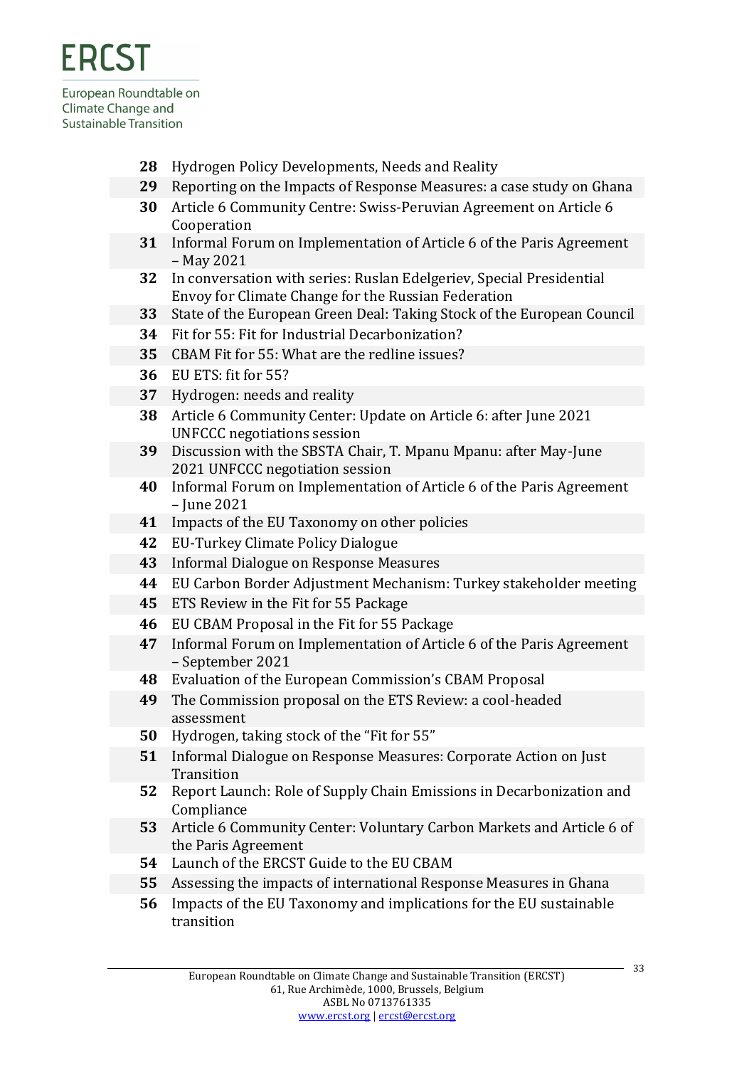| | |
|---|---|
| **28** | Hydrogen Policy Developments, Needs and Reality |
| **29** | Reporting on the Impacts of Response Measures: a case study on Ghana |
| **30** | Article 6 Community Centre: Swiss-Peruvian Agreement on Article 6 Cooperation |
| **31** | Informal Forum on Implementation of Article 6 of the Paris Agreement – May 2021 |
| **32** | In conversation with series: Ruslan Edelgeriev, Special Presidential Envoy for Climate Change for the Russian Federation |
| **33** | State of the European Green Deal: Taking Stock of the European Council |
| **34** | Fit for 55: Fit for Industrial Decarbonization? |
| **35** | CBAM Fit for 55: What are the redline issues? |
| **36** | EU ETS: fit for 55? |
| **37** | Hydrogen: needs and reality |
| **38** | Article 6 Community Center: Update on Article 6: after June 2021 UNFCCC negotiations session |
| **39** | Discussion with the SBSTA Chair, T. Mpanu Mpanu: after May-June 2021 UNFCCC negotiation session |
| **40** | Informal Forum on Implementation of Article 6 of the Paris Agreement – June 2021 |
| **41** | Impacts of the EU Taxonomy on other policies |
| **42** | EU-Turkey Climate Policy Dialogue |
| **43** | Informal Dialogue on Response Measures |
| **44** | EU Carbon Border Adjustment Mechanism: Turkey stakeholder meeting |
| **45** | ETS Review in the Fit for 55 Package |
| **46** | EU CBAM Proposal in the Fit for 55 Package |
| **47** | Informal Forum on Implementation of Article 6 of the Paris Agreement – September 2021 |
| **48** | Evaluation of the European Commission's CBAM Proposal |
| **49** | The Commission proposal on the ETS Review: a cool-headed assessment |
| **50** | Hydrogen, taking stock of the "Fit for 55" |
| **51** | Informal Dialogue on Response Measures: Corporate Action on Just Transition |
| **52** | Report Launch: Role of Supply Chain Emissions in Decarbonization and Compliance |
| **53** | Article 6 Community Center: Voluntary Carbon Markets and Article 6 of the Paris Agreement |
| **54** | Launch of the ERCST Guide to the EU CBAM |
| **55** | Assessing the impacts of international Response Measures in Ghana |
| **56** | Impacts of the EU Taxonomy and implications for the EU sustainable transition |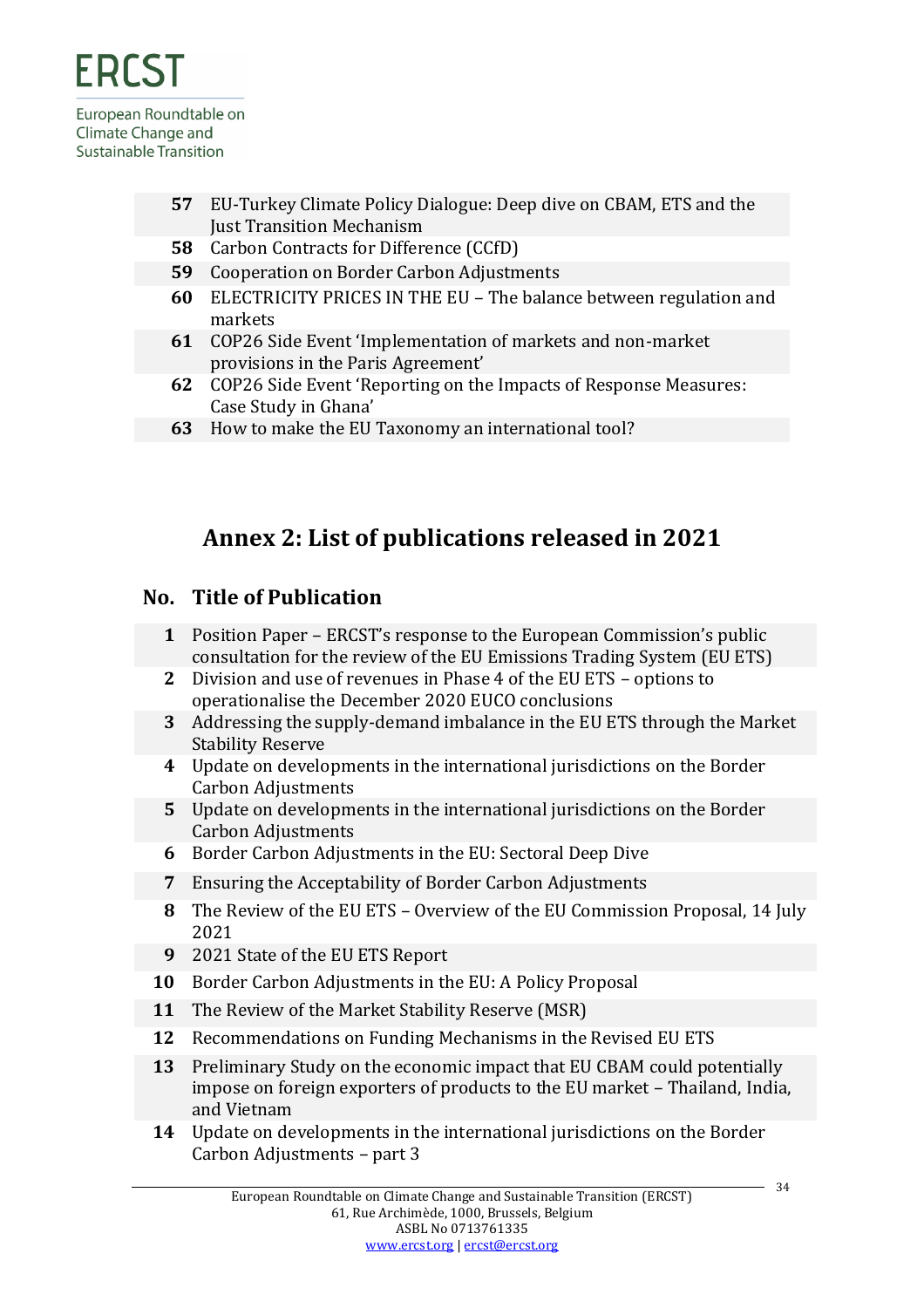| | |
|---|---|
| **57** | EU-Turkey Climate Policy Dialogue: Deep dive on CBAM, ETS and the Just Transition Mechanism |
| **58** | Carbon Contracts for Difference (CCfD) |
| **59** | Cooperation on Border Carbon Adjustments |
| **60** | ELECTRICITY PRICES IN THE EU – The balance between regulation and markets |
| **61** | COP26 Side Event 'Implementation of markets and non-market provisions in the Paris Agreement' |
| **62** | COP26 Side Event 'Reporting on the Impacts of Response Measures: Case Study in Ghana' |
| **63** | How to make the EU Taxonomy an international tool? |

## Annex 2: List of publications released in 2021

| No. | Title of Publication |
|---|---|
| **1** | Position Paper – ERCST's response to the European Commission's public consultation for the review of the EU Emissions Trading System (EU ETS) |
| **2** | Division and use of revenues in Phase 4 of the EU ETS – options to operationalise the December 2020 EUCO conclusions |
| **3** | Addressing the supply-demand imbalance in the EU ETS through the Market Stability Reserve |
| **4** | Update on developments in the international jurisdictions on the Border Carbon Adjustments |
| **5** | Update on developments in the international jurisdictions on the Border Carbon Adjustments |
| **6** | Border Carbon Adjustments in the EU: Sectoral Deep Dive |
| **7** | Ensuring the Acceptability of Border Carbon Adjustments |
| **8** | The Review of the EU ETS – Overview of the EU Commission Proposal, 14 July 2021 |
| **9** | 2021 State of the EU ETS Report |
| **10** | Border Carbon Adjustments in the EU: A Policy Proposal |
| **11** | The Review of the Market Stability Reserve (MSR) |
| **12** | Recommendations on Funding Mechanisms in the Revised EU ETS |
| **13** | Preliminary Study on the economic impact that EU CBAM could potentially impose on foreign exporters of products to the EU market – Thailand, India, and Vietnam |
| **14** | Update on developments in the international jurisdictions on the Border Carbon Adjustments – part 3 |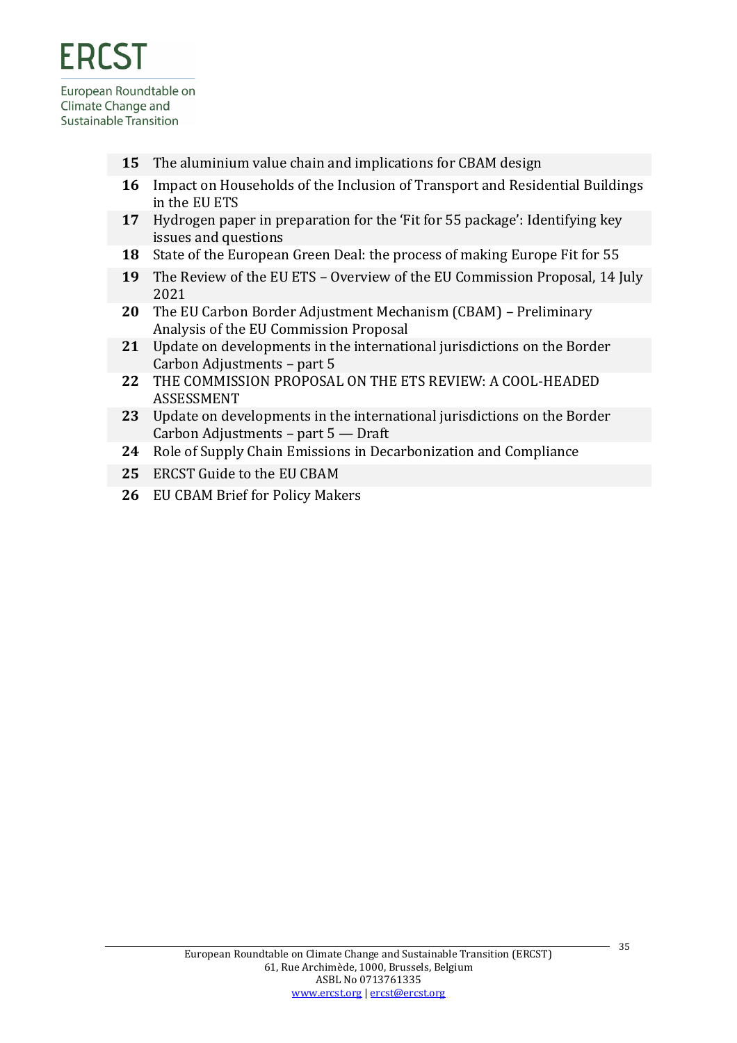| | |
|---|---|
| **15** | The aluminium value chain and implications for CBAM design |
| **16** | Impact on Households of the Inclusion of Transport and Residential Buildings in the EU ETS |
| **17** | Hydrogen paper in preparation for the 'Fit for 55 package': Identifying key issues and questions |
| **18** | State of the European Green Deal: the process of making Europe Fit for 55 |
| **19** | The Review of the EU ETS – Overview of the EU Commission Proposal, 14 July 2021 |
| **20** | The EU Carbon Border Adjustment Mechanism (CBAM) – Preliminary Analysis of the EU Commission Proposal |
| **21** | Update on developments in the international jurisdictions on the Border Carbon Adjustments – part 5 |
| **22** | THE COMMISSION PROPOSAL ON THE ETS REVIEW: A COOL-HEADED ASSESSMENT |
| **23** | Update on developments in the international jurisdictions on the Border Carbon Adjustments – part 5 — Draft |
| **24** | Role of Supply Chain Emissions in Decarbonization and Compliance |
| **25** | ERCST Guide to the EU CBAM |
| **26** | EU CBAM Brief for Policy Makers |